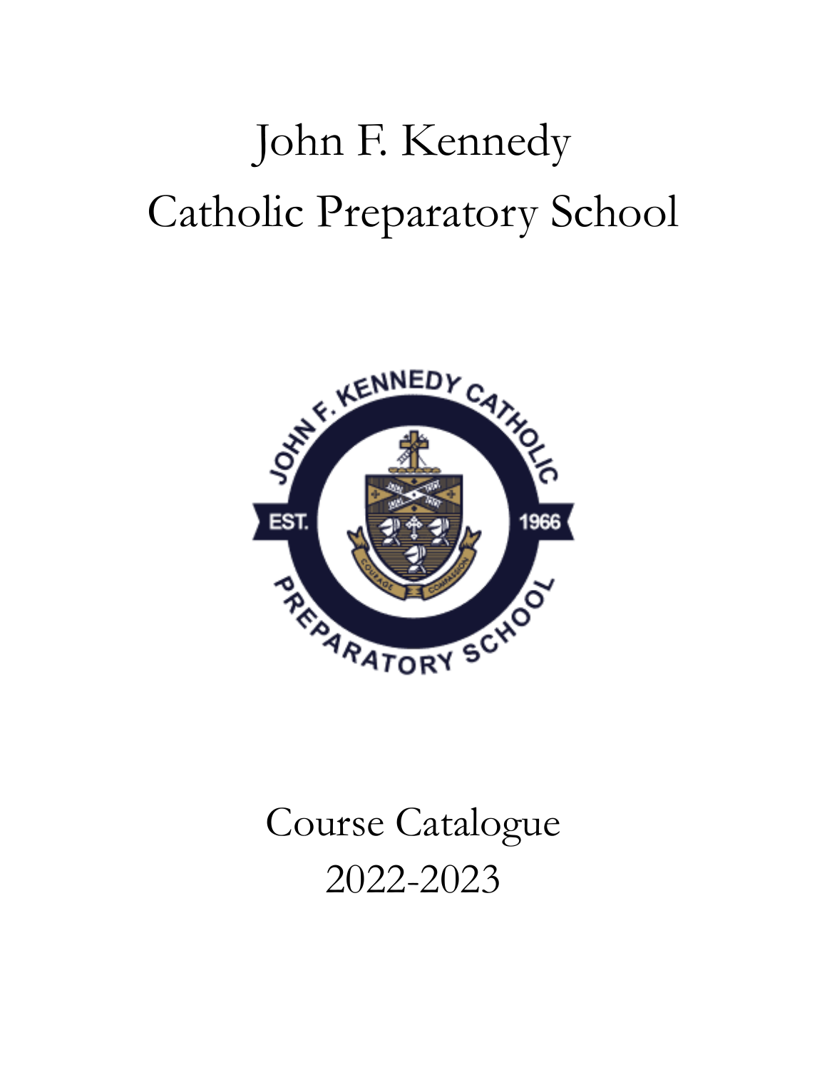# John F. Kennedy
# Catholic Preparatory School

## Course Catalogue
## 2022-2023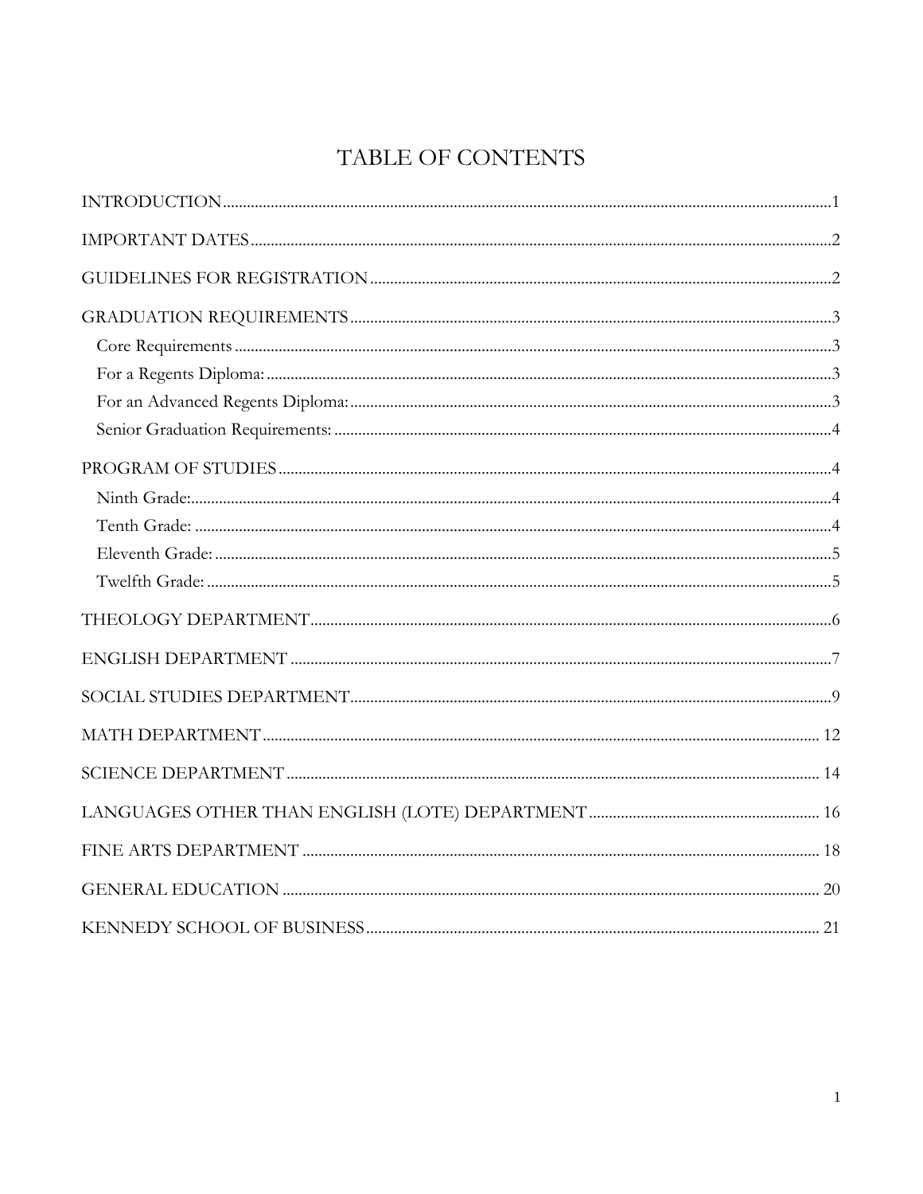# TABLE OF CONTENTS

INTRODUCTION ........................................ 1

IMPORTANT DATES ........................................ 2

GUIDELINES FOR REGISTRATION ........................................ 2

GRADUATION REQUIREMENTS ........................................ 3

- Core Requirements ........................................ 3
- For a Regents Diploma: ........................................ 3
- For an Advanced Regents Diploma: ........................................ 3
- Senior Graduation Requirements: ........................................ 4

PROGRAM OF STUDIES ........................................ 4

- Ninth Grade: ........................................ 4
- Tenth Grade: ........................................ 4
- Eleventh Grade: ........................................ 5
- Twelfth Grade: ........................................ 5

THEOLOGY DEPARTMENT ........................................ 6

ENGLISH DEPARTMENT ........................................ 7

SOCIAL STUDIES DEPARTMENT ........................................ 9

MATH DEPARTMENT ........................................ 12

SCIENCE DEPARTMENT ........................................ 14

LANGUAGES OTHER THAN ENGLISH (LOTE) DEPARTMENT ........................................ 16

FINE ARTS DEPARTMENT ........................................ 18

GENERAL EDUCATION ........................................ 20

KENNEDY SCHOOL OF BUSINESS ........................................ 21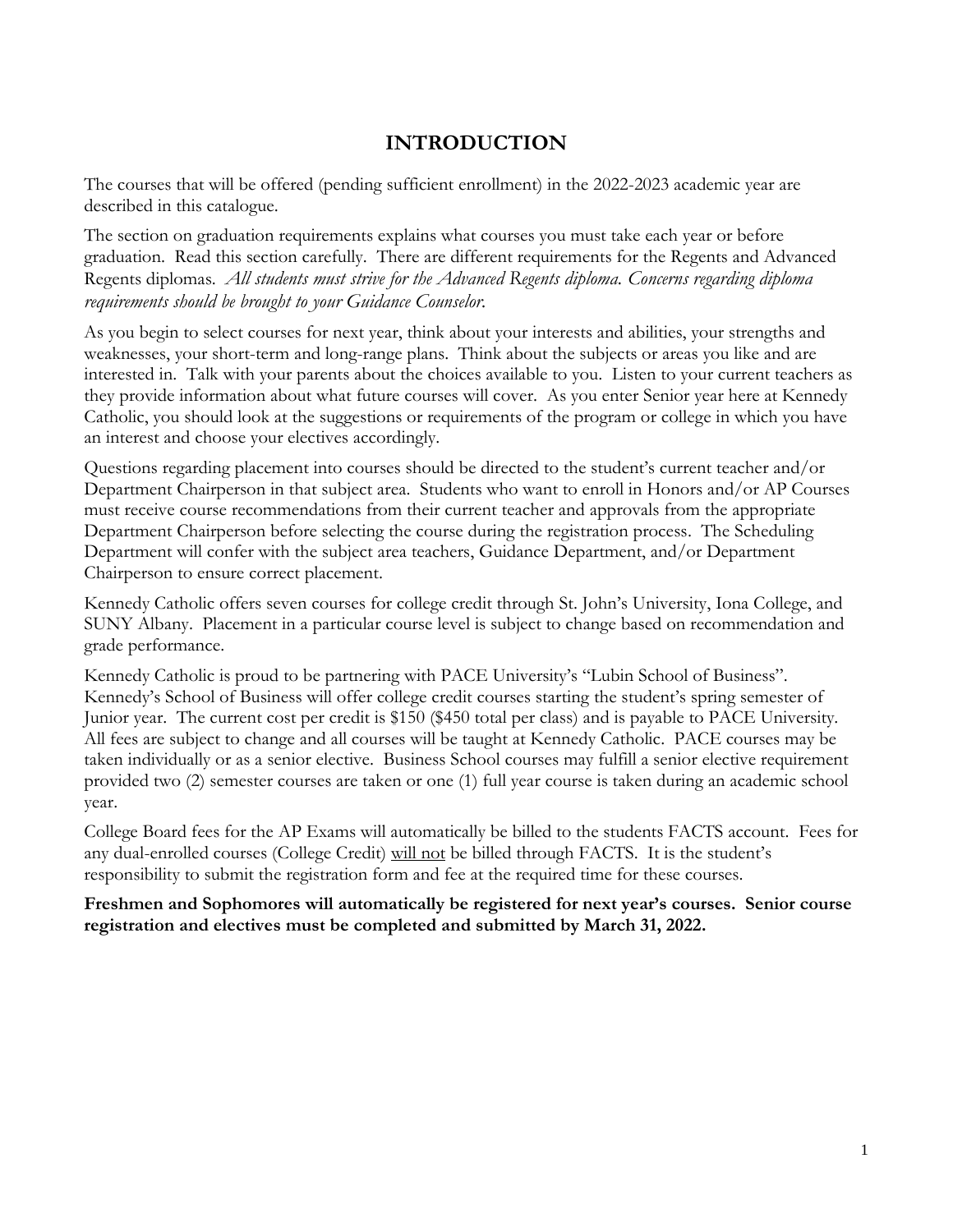# INTRODUCTION

The courses that will be offered (pending sufficient enrollment) in the 2022-2023 academic year are described in this catalogue.

The section on graduation requirements explains what courses you must take each year or before graduation. Read this section carefully. There are different requirements for the Regents and Advanced Regents diplomas. *All students must strive for the Advanced Regents diploma. Concerns regarding diploma requirements should be brought to your Guidance Counselor.*

As you begin to select courses for next year, think about your interests and abilities, your strengths and weaknesses, your short-term and long-range plans. Think about the subjects or areas you like and are interested in. Talk with your parents about the choices available to you. Listen to your current teachers as they provide information about what future courses will cover. As you enter Senior year here at Kennedy Catholic, you should look at the suggestions or requirements of the program or college in which you have an interest and choose your electives accordingly.

Questions regarding placement into courses should be directed to the student's current teacher and/or Department Chairperson in that subject area. Students who want to enroll in Honors and/or AP Courses must receive course recommendations from their current teacher and approvals from the appropriate Department Chairperson before selecting the course during the registration process. The Scheduling Department will confer with the subject area teachers, Guidance Department, and/or Department Chairperson to ensure correct placement.

Kennedy Catholic offers seven courses for college credit through St. John's University, Iona College, and SUNY Albany. Placement in a particular course level is subject to change based on recommendation and grade performance.

Kennedy Catholic is proud to be partnering with PACE University's "Lubin School of Business". Kennedy's School of Business will offer college credit courses starting the student's spring semester of Junior year. The current cost per credit is $150 ($450 total per class) and is payable to PACE University. All fees are subject to change and all courses will be taught at Kennedy Catholic. PACE courses may be taken individually or as a senior elective. Business School courses may fulfill a senior elective requirement provided two (2) semester courses are taken or one (1) full year course is taken during an academic school year.

College Board fees for the AP Exams will automatically be billed to the students FACTS account. Fees for any dual-enrolled courses (College Credit) <u>will not</u> be billed through FACTS. It is the student's responsibility to submit the registration form and fee at the required time for these courses.

**Freshmen and Sophomores will automatically be registered for next year's courses. Senior course registration and electives must be completed and submitted by March 31, 2022.**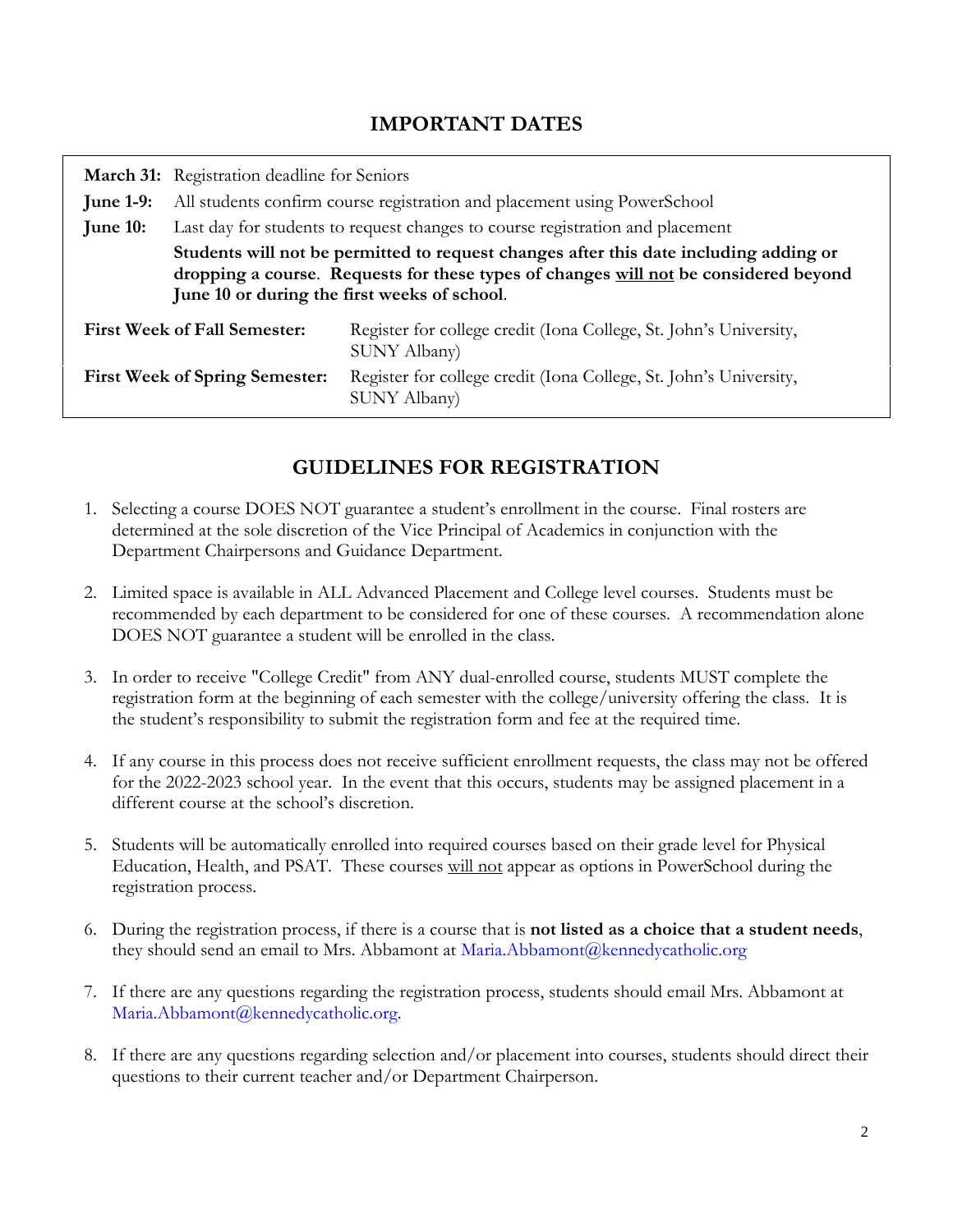## IMPORTANT DATES

**March 31:** Registration deadline for Seniors

**June 1-9:** All students confirm course registration and placement using PowerSchool

**June 10:** Last day for students to request changes to course registration and placement

**Students will not be permitted to request changes after this date including adding or dropping a course. Requests for these types of changes <u>will not</u> be considered beyond June 10 or during the first weeks of school.**

| | |
|---|---|
| **First Week of Fall Semester:** | Register for college credit (Iona College, St. John's University, SUNY Albany) |
| **First Week of Spring Semester:** | Register for college credit (Iona College, St. John's University, SUNY Albany) |

## GUIDELINES FOR REGISTRATION

1. Selecting a course DOES NOT guarantee a student's enrollment in the course. Final rosters are determined at the sole discretion of the Vice Principal of Academics in conjunction with the Department Chairpersons and Guidance Department.

2. Limited space is available in ALL Advanced Placement and College level courses. Students must be recommended by each department to be considered for one of these courses. A recommendation alone DOES NOT guarantee a student will be enrolled in the class.

3. In order to receive "College Credit" from ANY dual-enrolled course, students MUST complete the registration form at the beginning of each semester with the college/university offering the class. It is the student's responsibility to submit the registration form and fee at the required time.

4. If any course in this process does not receive sufficient enrollment requests, the class may not be offered for the 2022-2023 school year. In the event that this occurs, students may be assigned placement in a different course at the school's discretion.

5. Students will be automatically enrolled into required courses based on their grade level for Physical Education, Health, and PSAT. These courses <u>will not</u> appear as options in PowerSchool during the registration process.

6. During the registration process, if there is a course that is **not listed as a choice that a student needs**, they should send an email to Mrs. Abbamont at Maria.Abbamont@kennedycatholic.org

7. If there are any questions regarding the registration process, students should email Mrs. Abbamont at Maria.Abbamont@kennedycatholic.org.

8. If there are any questions regarding selection and/or placement into courses, students should direct their questions to their current teacher and/or Department Chairperson.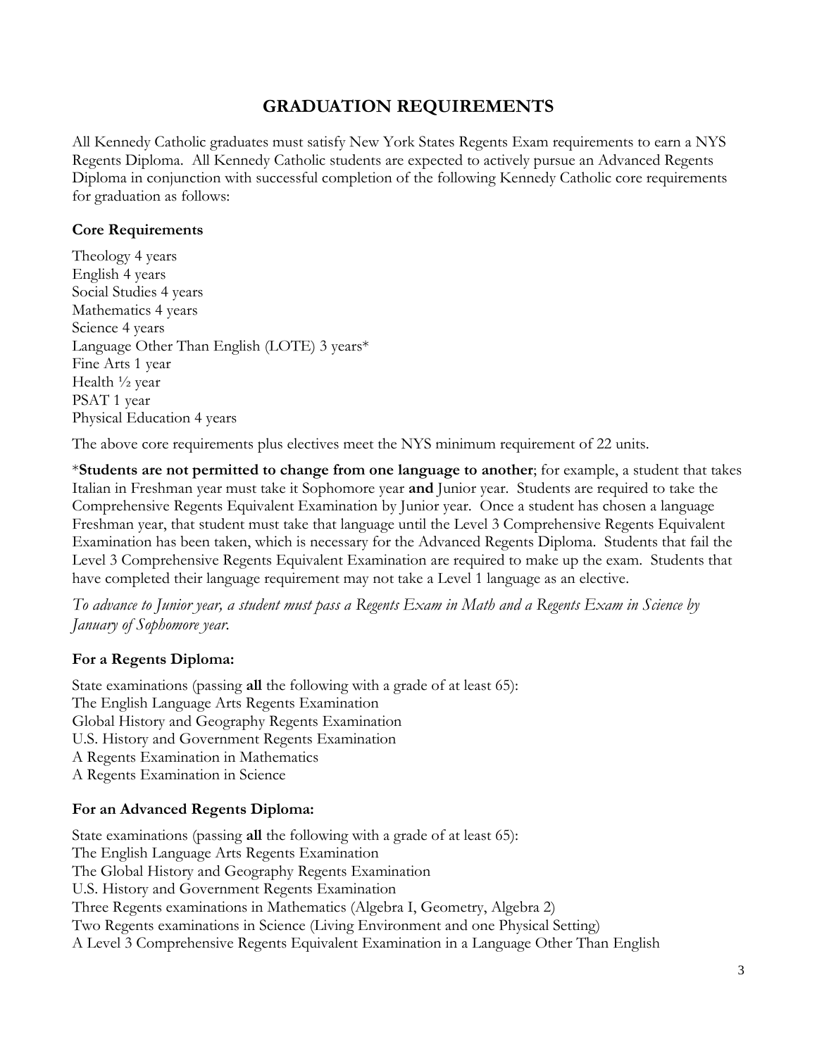# GRADUATION REQUIREMENTS

All Kennedy Catholic graduates must satisfy New York States Regents Exam requirements to earn a NYS Regents Diploma. All Kennedy Catholic students are expected to actively pursue an Advanced Regents Diploma in conjunction with successful completion of the following Kennedy Catholic core requirements for graduation as follows:

**Core Requirements**

Theology 4 years
English 4 years
Social Studies 4 years
Mathematics 4 years
Science 4 years
Language Other Than English (LOTE) 3 years*
Fine Arts 1 year
Health ½ year
PSAT 1 year
Physical Education 4 years

The above core requirements plus electives meet the NYS minimum requirement of 22 units.

***Students are not permitted to change from one language to another**; for example, a student that takes Italian in Freshman year must take it Sophomore year **and** Junior year. Students are required to take the Comprehensive Regents Equivalent Examination by Junior year. Once a student has chosen a language Freshman year, that student must take that language until the Level 3 Comprehensive Regents Equivalent Examination has been taken, which is necessary for the Advanced Regents Diploma. Students that fail the Level 3 Comprehensive Regents Equivalent Examination are required to make up the exam. Students that have completed their language requirement may not take a Level 1 language as an elective.

*To advance to Junior year, a student must pass a Regents Exam in Math and a Regents Exam in Science by January of Sophomore year.*

**For a Regents Diploma:**

State examinations (passing **all** the following with a grade of at least 65):
The English Language Arts Regents Examination
Global History and Geography Regents Examination
U.S. History and Government Regents Examination
A Regents Examination in Mathematics
A Regents Examination in Science

**For an Advanced Regents Diploma:**

State examinations (passing **all** the following with a grade of at least 65):
The English Language Arts Regents Examination
The Global History and Geography Regents Examination
U.S. History and Government Regents Examination
Three Regents examinations in Mathematics (Algebra I, Geometry, Algebra 2)
Two Regents examinations in Science (Living Environment and one Physical Setting)
A Level 3 Comprehensive Regents Equivalent Examination in a Language Other Than English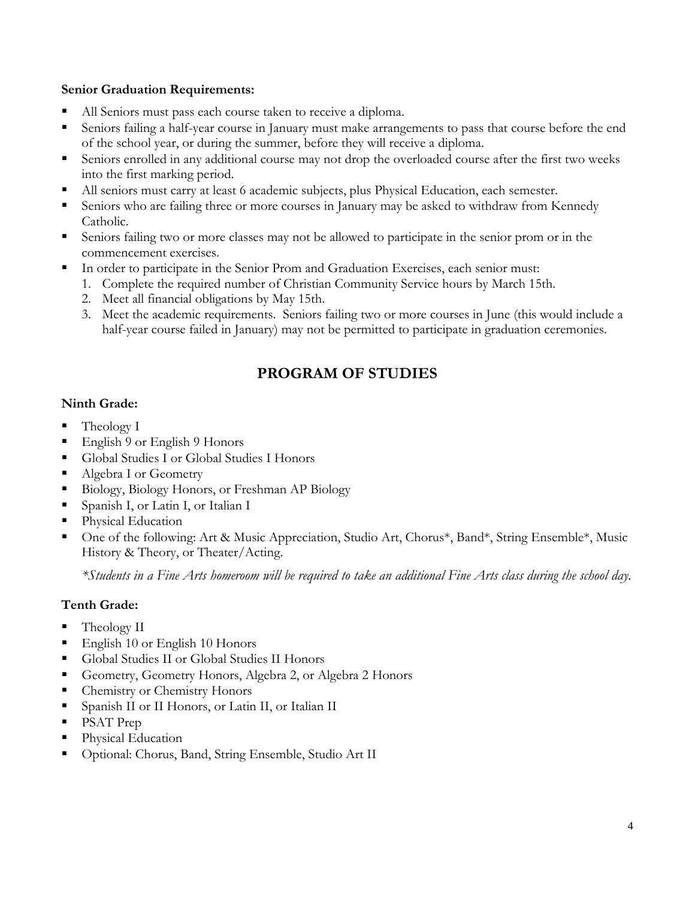**Senior Graduation Requirements:**

- All Seniors must pass each course taken to receive a diploma.
- Seniors failing a half-year course in January must make arrangements to pass that course before the end of the school year, or during the summer, before they will receive a diploma.
- Seniors enrolled in any additional course may not drop the overloaded course after the first two weeks into the first marking period.
- All seniors must carry at least 6 academic subjects, plus Physical Education, each semester.
- Seniors who are failing three or more courses in January may be asked to withdraw from Kennedy Catholic.
- Seniors failing two or more classes may not be allowed to participate in the senior prom or in the commencement exercises.
- In order to participate in the Senior Prom and Graduation Exercises, each senior must:
  1. Complete the required number of Christian Community Service hours by March 15th.
  2. Meet all financial obligations by May 15th.
  3. Meet the academic requirements. Seniors failing two or more courses in June (this would include a half-year course failed in January) may not be permitted to participate in graduation ceremonies.

## PROGRAM OF STUDIES

**Ninth Grade:**

- Theology I
- English 9 or English 9 Honors
- Global Studies I or Global Studies I Honors
- Algebra I or Geometry
- Biology, Biology Honors, or Freshman AP Biology
- Spanish I, or Latin I, or Italian I
- Physical Education
- One of the following: Art & Music Appreciation, Studio Art, Chorus*, Band*, String Ensemble*, Music History & Theory, or Theater/Acting.

*\*Students in a Fine Arts homeroom will be required to take an additional Fine Arts class during the school day.*

**Tenth Grade:**

- Theology II
- English 10 or English 10 Honors
- Global Studies II or Global Studies II Honors
- Geometry, Geometry Honors, Algebra 2, or Algebra 2 Honors
- Chemistry or Chemistry Honors
- Spanish II or II Honors, or Latin II, or Italian II
- PSAT Prep
- Physical Education
- Optional: Chorus, Band, String Ensemble, Studio Art II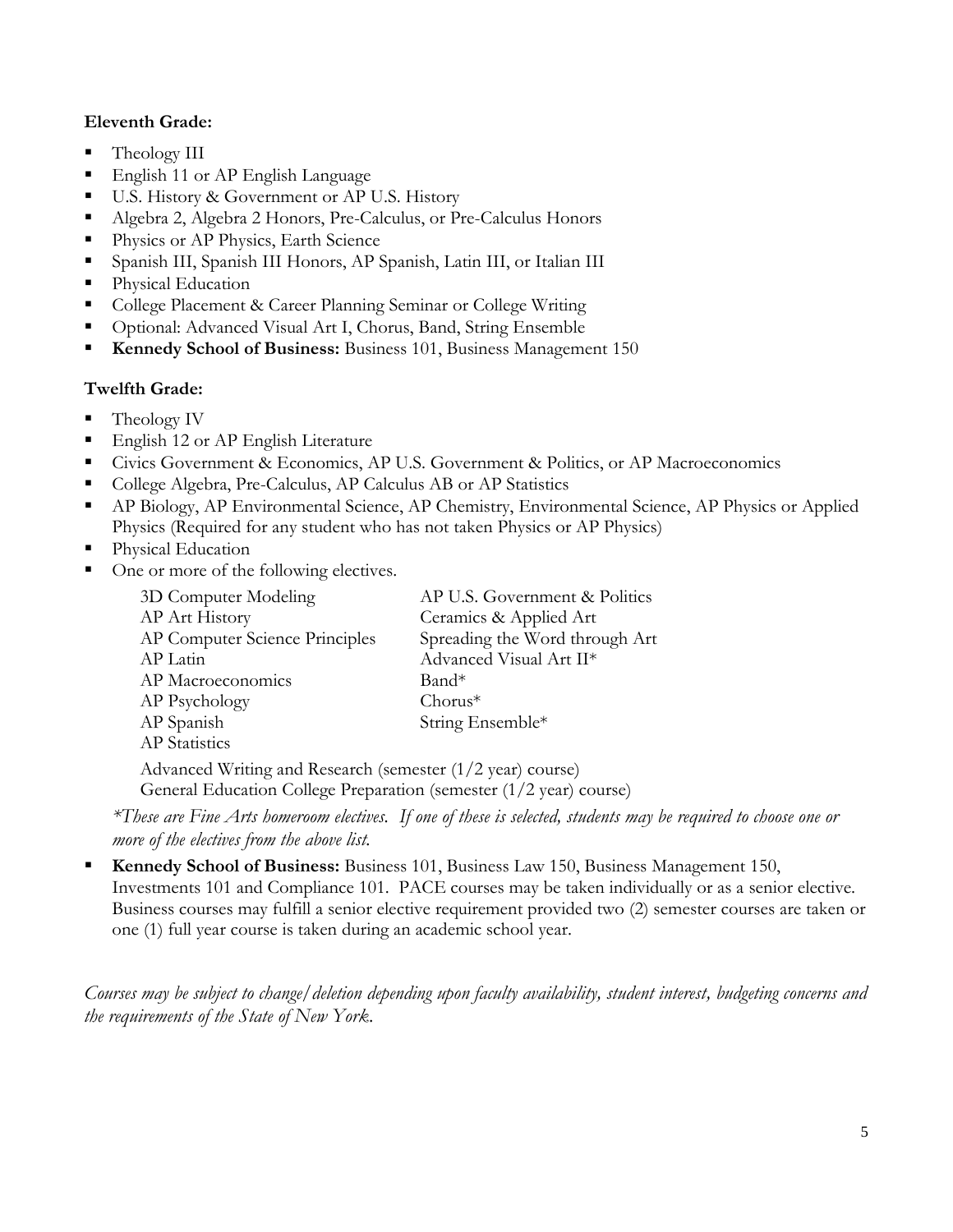**Eleventh Grade:**

- Theology III
- English 11 or AP English Language
- U.S. History & Government or AP U.S. History
- Algebra 2, Algebra 2 Honors, Pre-Calculus, or Pre-Calculus Honors
- Physics or AP Physics, Earth Science
- Spanish III, Spanish III Honors, AP Spanish, Latin III, or Italian III
- Physical Education
- College Placement & Career Planning Seminar or College Writing
- Optional: Advanced Visual Art I, Chorus, Band, String Ensemble
- **Kennedy School of Business:** Business 101, Business Management 150

**Twelfth Grade:**

- Theology IV
- English 12 or AP English Literature
- Civics Government & Economics, AP U.S. Government & Politics, or AP Macroeconomics
- College Algebra, Pre-Calculus, AP Calculus AB or AP Statistics
- AP Biology, AP Environmental Science, AP Chemistry, Environmental Science, AP Physics or Applied Physics (Required for any student who has not taken Physics or AP Physics)
- Physical Education
- One or more of the following electives.

  - 3D Computer Modeling
  - AP Art History
  - AP Computer Science Principles
  - AP Latin
  - AP Macroeconomics
  - AP Psychology
  - AP Spanish
  - AP Statistics
  - AP U.S. Government & Politics
  - Ceramics & Applied Art
  - Spreading the Word through Art
  - Advanced Visual Art II*
  - Band*
  - Chorus*
  - String Ensemble*

  Advanced Writing and Research (semester (1/2 year) course)
  General Education College Preparation (semester (1/2 year) course)

  *\*These are Fine Arts homeroom electives. If one of these is selected, students may be required to choose one or more of the electives from the above list.*

- **Kennedy School of Business:** Business 101, Business Law 150, Business Management 150, Investments 101 and Compliance 101. PACE courses may be taken individually or as a senior elective. Business courses may fulfill a senior elective requirement provided two (2) semester courses are taken or one (1) full year course is taken during an academic school year.

*Courses may be subject to change/deletion depending upon faculty availability, student interest, budgeting concerns and the requirements of the State of New York.*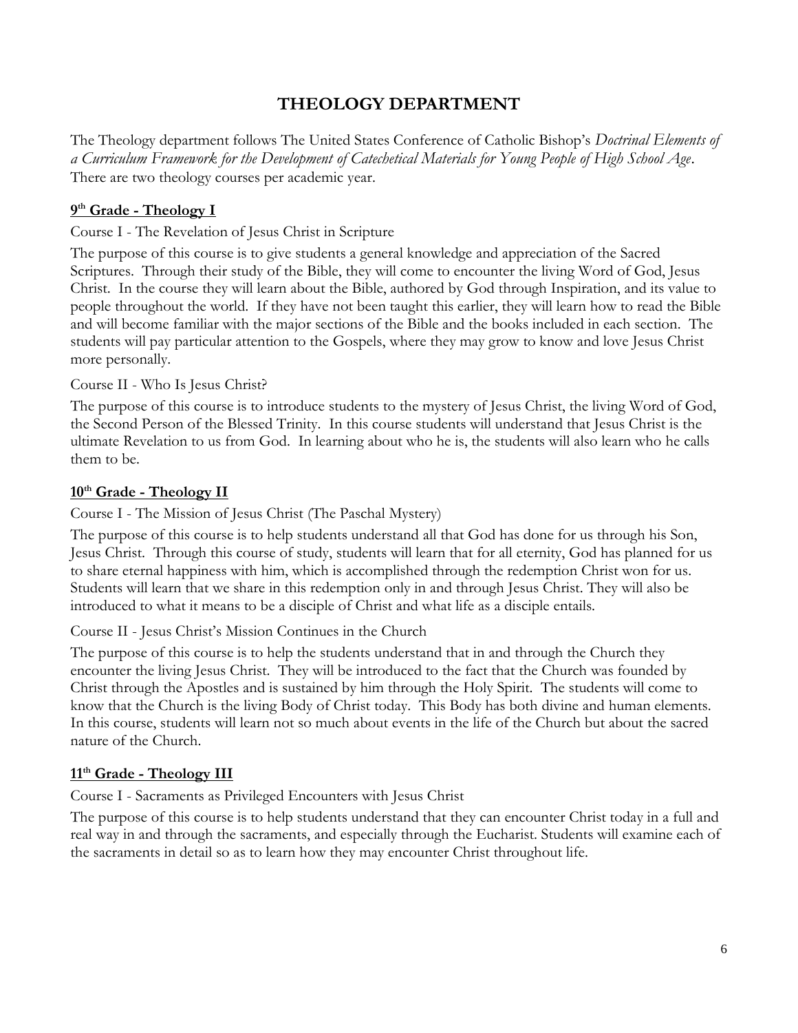# THEOLOGY DEPARTMENT

The Theology department follows The United States Conference of Catholic Bishop's *Doctrinal Elements of a Curriculum Framework for the Development of Catechetical Materials for Young People of High School Age*. There are two theology courses per academic year.

## 9th Grade - Theology I

Course I - The Revelation of Jesus Christ in Scripture

The purpose of this course is to give students a general knowledge and appreciation of the Sacred Scriptures. Through their study of the Bible, they will come to encounter the living Word of God, Jesus Christ. In the course they will learn about the Bible, authored by God through Inspiration, and its value to people throughout the world. If they have not been taught this earlier, they will learn how to read the Bible and will become familiar with the major sections of the Bible and the books included in each section. The students will pay particular attention to the Gospels, where they may grow to know and love Jesus Christ more personally.

Course II - Who Is Jesus Christ?

The purpose of this course is to introduce students to the mystery of Jesus Christ, the living Word of God, the Second Person of the Blessed Trinity. In this course students will understand that Jesus Christ is the ultimate Revelation to us from God. In learning about who he is, the students will also learn who he calls them to be.

## 10th Grade - Theology II

Course I - The Mission of Jesus Christ (The Paschal Mystery)

The purpose of this course is to help students understand all that God has done for us through his Son, Jesus Christ. Through this course of study, students will learn that for all eternity, God has planned for us to share eternal happiness with him, which is accomplished through the redemption Christ won for us. Students will learn that we share in this redemption only in and through Jesus Christ. They will also be introduced to what it means to be a disciple of Christ and what life as a disciple entails.

Course II - Jesus Christ's Mission Continues in the Church

The purpose of this course is to help the students understand that in and through the Church they encounter the living Jesus Christ. They will be introduced to the fact that the Church was founded by Christ through the Apostles and is sustained by him through the Holy Spirit. The students will come to know that the Church is the living Body of Christ today. This Body has both divine and human elements. In this course, students will learn not so much about events in the life of the Church but about the sacred nature of the Church.

## 11th Grade - Theology III

Course I - Sacraments as Privileged Encounters with Jesus Christ

The purpose of this course is to help students understand that they can encounter Christ today in a full and real way in and through the sacraments, and especially through the Eucharist. Students will examine each of the sacraments in detail so as to learn how they may encounter Christ throughout life.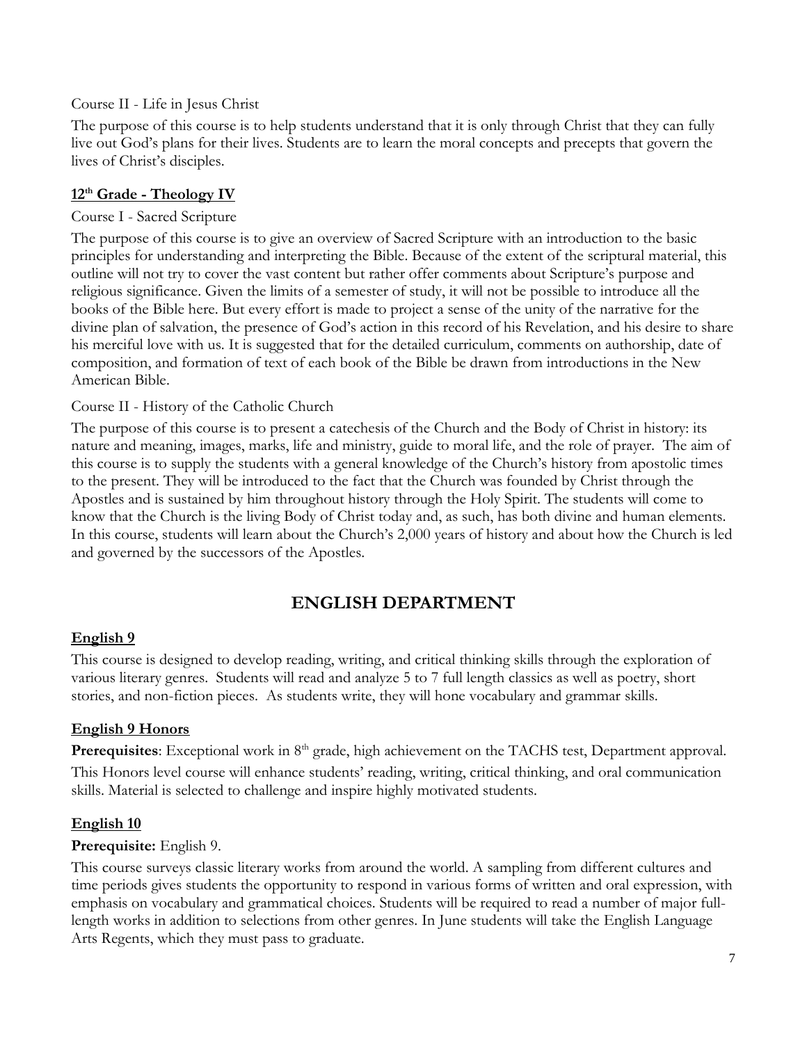Course II - Life in Jesus Christ

The purpose of this course is to help students understand that it is only through Christ that they can fully live out God's plans for their lives. Students are to learn the moral concepts and precepts that govern the lives of Christ's disciples.

### 12th Grade - Theology IV

Course I - Sacred Scripture

The purpose of this course is to give an overview of Sacred Scripture with an introduction to the basic principles for understanding and interpreting the Bible. Because of the extent of the scriptural material, this outline will not try to cover the vast content but rather offer comments about Scripture's purpose and religious significance. Given the limits of a semester of study, it will not be possible to introduce all the books of the Bible here. But every effort is made to project a sense of the unity of the narrative for the divine plan of salvation, the presence of God's action in this record of his Revelation, and his desire to share his merciful love with us. It is suggested that for the detailed curriculum, comments on authorship, date of composition, and formation of text of each book of the Bible be drawn from introductions in the New American Bible.

Course II - History of the Catholic Church

The purpose of this course is to present a catechesis of the Church and the Body of Christ in history: its nature and meaning, images, marks, life and ministry, guide to moral life, and the role of prayer. The aim of this course is to supply the students with a general knowledge of the Church's history from apostolic times to the present. They will be introduced to the fact that the Church was founded by Christ through the Apostles and is sustained by him throughout history through the Holy Spirit. The students will come to know that the Church is the living Body of Christ today and, as such, has both divine and human elements. In this course, students will learn about the Church's 2,000 years of history and about how the Church is led and governed by the successors of the Apostles.

## ENGLISH DEPARTMENT

### English 9

This course is designed to develop reading, writing, and critical thinking skills through the exploration of various literary genres. Students will read and analyze 5 to 7 full length classics as well as poetry, short stories, and non-fiction pieces. As students write, they will hone vocabulary and grammar skills.

### English 9 Honors

**Prerequisites**: Exceptional work in 8th grade, high achievement on the TACHS test, Department approval.

This Honors level course will enhance students' reading, writing, critical thinking, and oral communication skills. Material is selected to challenge and inspire highly motivated students.

### English 10

**Prerequisite:** English 9.

This course surveys classic literary works from around the world. A sampling from different cultures and time periods gives students the opportunity to respond in various forms of written and oral expression, with emphasis on vocabulary and grammatical choices. Students will be required to read a number of major full-length works in addition to selections from other genres. In June students will take the English Language Arts Regents, which they must pass to graduate.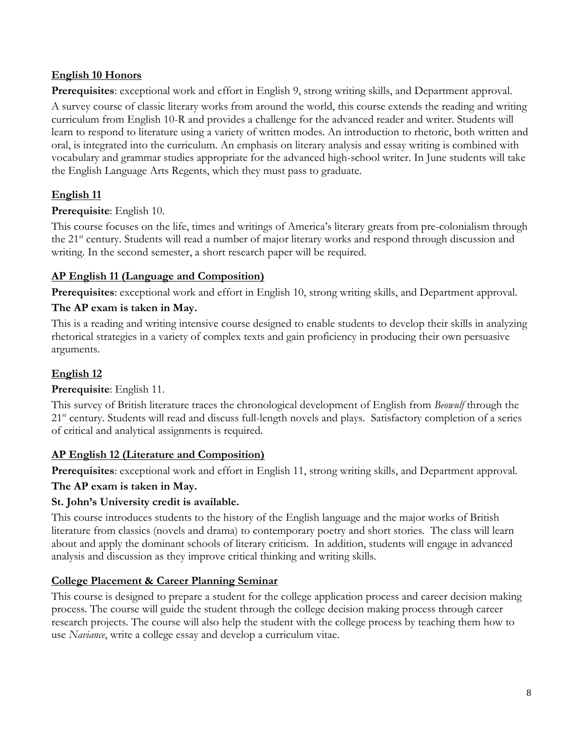## English 10 Honors

**Prerequisites**: exceptional work and effort in English 9, strong writing skills, and Department approval.

A survey course of classic literary works from around the world, this course extends the reading and writing curriculum from English 10-R and provides a challenge for the advanced reader and writer. Students will learn to respond to literature using a variety of written modes. An introduction to rhetoric, both written and oral, is integrated into the curriculum. An emphasis on literary analysis and essay writing is combined with vocabulary and grammar studies appropriate for the advanced high-school writer. In June students will take the English Language Arts Regents, which they must pass to graduate.

## English 11

**Prerequisite**: English 10.

This course focuses on the life, times and writings of America's literary greats from pre-colonialism through the 21st century. Students will read a number of major literary works and respond through discussion and writing. In the second semester, a short research paper will be required.

## AP English 11 (Language and Composition)

**Prerequisites**: exceptional work and effort in English 10, strong writing skills, and Department approval.

**The AP exam is taken in May.**

This is a reading and writing intensive course designed to enable students to develop their skills in analyzing rhetorical strategies in a variety of complex texts and gain proficiency in producing their own persuasive arguments.

## English 12

**Prerequisite**: English 11.

This survey of British literature traces the chronological development of English from *Beowulf* through the 21st century. Students will read and discuss full-length novels and plays. Satisfactory completion of a series of critical and analytical assignments is required.

## AP English 12 (Literature and Composition)

**Prerequisites**: exceptional work and effort in English 11, strong writing skills, and Department approval.

**The AP exam is taken in May.**

**St. John's University credit is available.**

This course introduces students to the history of the English language and the major works of British literature from classics (novels and drama) to contemporary poetry and short stories. The class will learn about and apply the dominant schools of literary criticism. In addition, students will engage in advanced analysis and discussion as they improve critical thinking and writing skills.

## College Placement & Career Planning Seminar

This course is designed to prepare a student for the college application process and career decision making process. The course will guide the student through the college decision making process through career research projects. The course will also help the student with the college process by teaching them how to use *Naviance*, write a college essay and develop a curriculum vitae.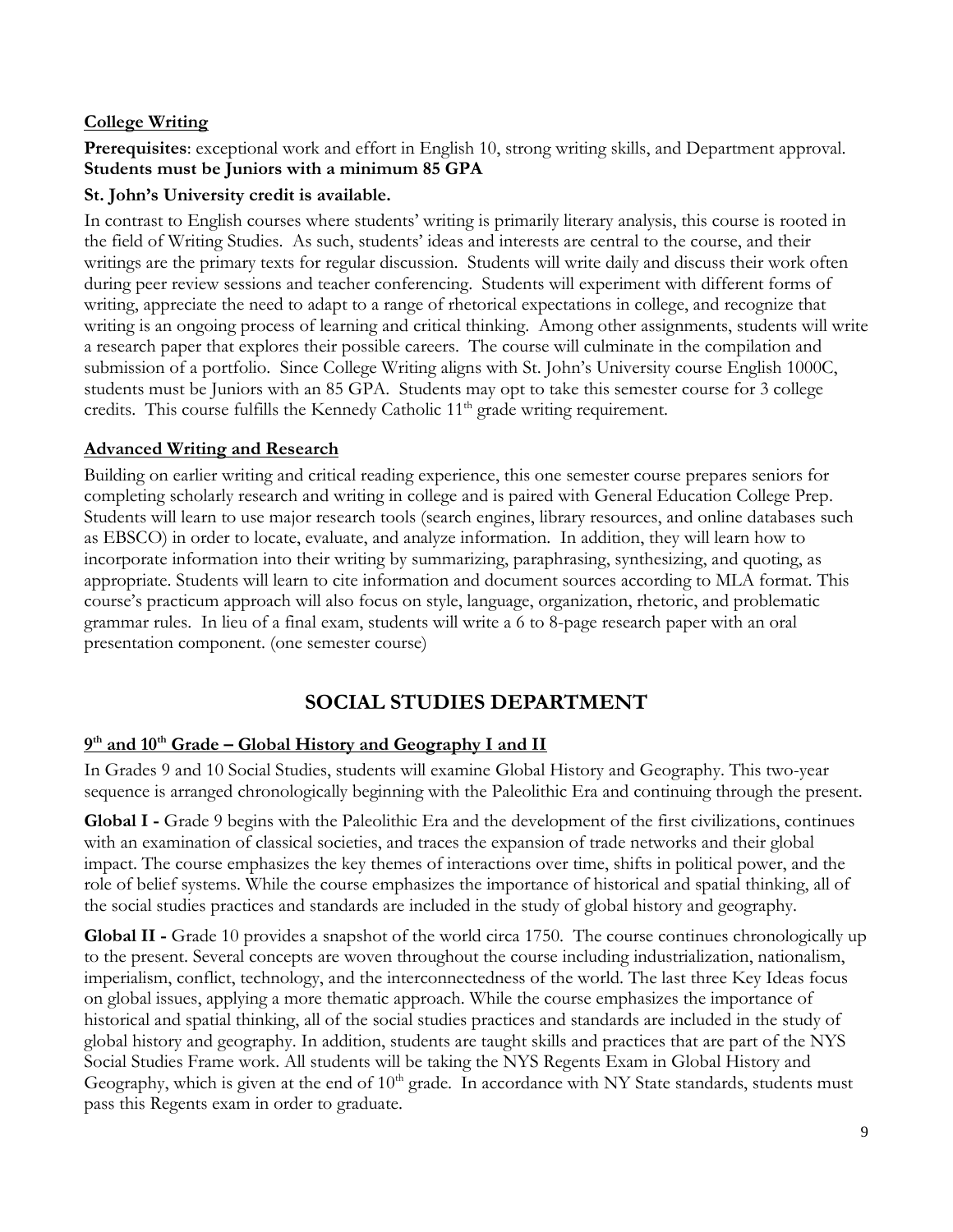### College Writing

**Prerequisites**: exceptional work and effort in English 10, strong writing skills, and Department approval. **Students must be Juniors with a minimum 85 GPA**

**St. John's University credit is available.**

In contrast to English courses where students' writing is primarily literary analysis, this course is rooted in the field of Writing Studies. As such, students' ideas and interests are central to the course, and their writings are the primary texts for regular discussion. Students will write daily and discuss their work often during peer review sessions and teacher conferencing. Students will experiment with different forms of writing, appreciate the need to adapt to a range of rhetorical expectations in college, and recognize that writing is an ongoing process of learning and critical thinking. Among other assignments, students will write a research paper that explores their possible careers. The course will culminate in the compilation and submission of a portfolio. Since College Writing aligns with St. John's University course English 1000C, students must be Juniors with an 85 GPA. Students may opt to take this semester course for 3 college credits. This course fulfills the Kennedy Catholic 11th grade writing requirement.

### Advanced Writing and Research

Building on earlier writing and critical reading experience, this one semester course prepares seniors for completing scholarly research and writing in college and is paired with General Education College Prep. Students will learn to use major research tools (search engines, library resources, and online databases such as EBSCO) in order to locate, evaluate, and analyze information. In addition, they will learn how to incorporate information into their writing by summarizing, paraphrasing, synthesizing, and quoting, as appropriate. Students will learn to cite information and document sources according to MLA format. This course's practicum approach will also focus on style, language, organization, rhetoric, and problematic grammar rules. In lieu of a final exam, students will write a 6 to 8-page research paper with an oral presentation component. (one semester course)

## SOCIAL STUDIES DEPARTMENT

### 9th and 10th Grade – Global History and Geography I and II

In Grades 9 and 10 Social Studies, students will examine Global History and Geography. This two-year sequence is arranged chronologically beginning with the Paleolithic Era and continuing through the present.

**Global I -** Grade 9 begins with the Paleolithic Era and the development of the first civilizations, continues with an examination of classical societies, and traces the expansion of trade networks and their global impact. The course emphasizes the key themes of interactions over time, shifts in political power, and the role of belief systems. While the course emphasizes the importance of historical and spatial thinking, all of the social studies practices and standards are included in the study of global history and geography.

**Global II -** Grade 10 provides a snapshot of the world circa 1750. The course continues chronologically up to the present. Several concepts are woven throughout the course including industrialization, nationalism, imperialism, conflict, technology, and the interconnectedness of the world. The last three Key Ideas focus on global issues, applying a more thematic approach. While the course emphasizes the importance of historical and spatial thinking, all of the social studies practices and standards are included in the study of global history and geography. In addition, students are taught skills and practices that are part of the NYS Social Studies Frame work. All students will be taking the NYS Regents Exam in Global History and Geography, which is given at the end of 10th grade. In accordance with NY State standards, students must pass this Regents exam in order to graduate.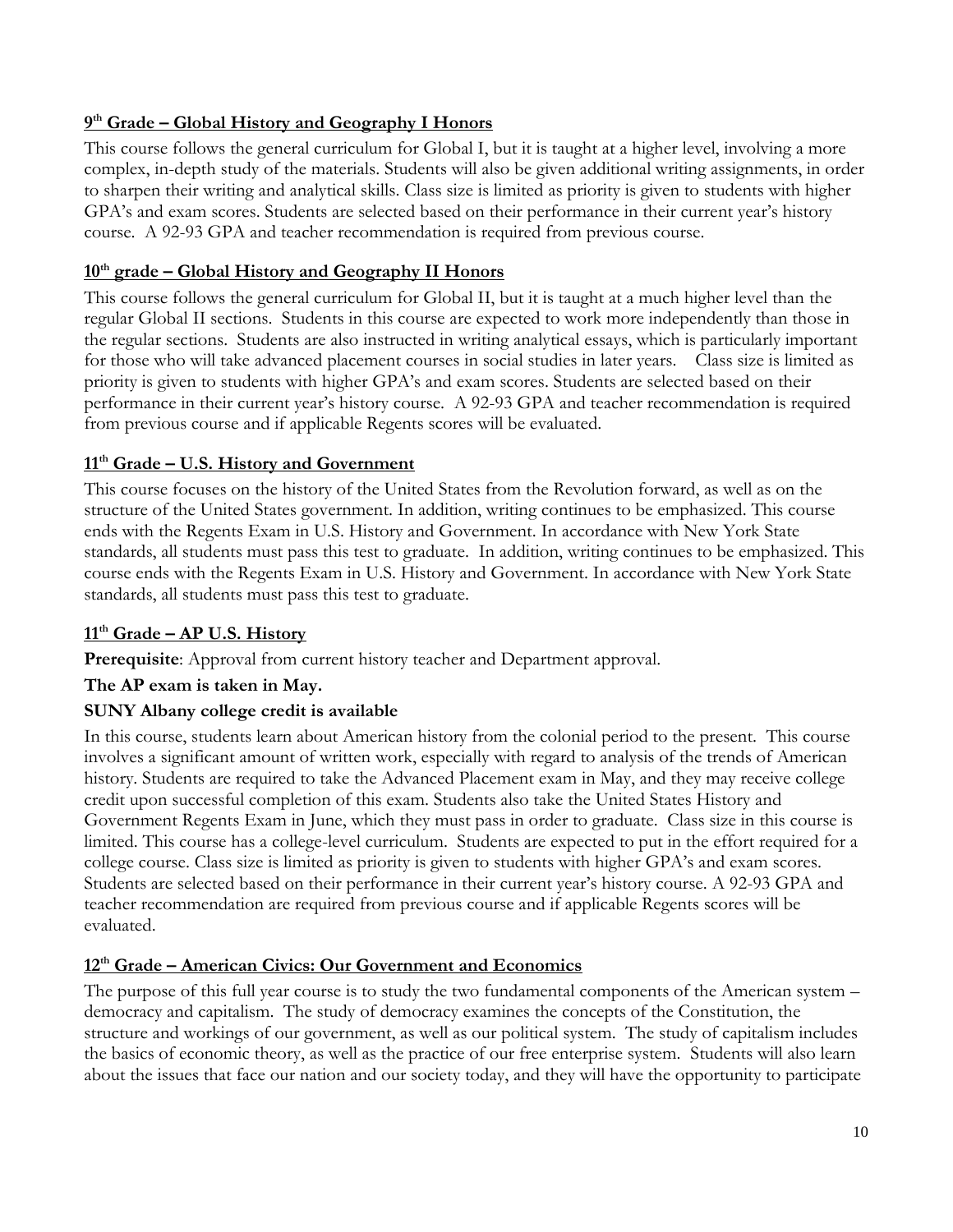**9th Grade – Global History and Geography I Honors**

This course follows the general curriculum for Global I, but it is taught at a higher level, involving a more complex, in-depth study of the materials. Students will also be given additional writing assignments, in order to sharpen their writing and analytical skills. Class size is limited as priority is given to students with higher GPA's and exam scores. Students are selected based on their performance in their current year's history course. A 92-93 GPA and teacher recommendation is required from previous course.

**10th grade – Global History and Geography II Honors**

This course follows the general curriculum for Global II, but it is taught at a much higher level than the regular Global II sections. Students in this course are expected to work more independently than those in the regular sections. Students are also instructed in writing analytical essays, which is particularly important for those who will take advanced placement courses in social studies in later years. Class size is limited as priority is given to students with higher GPA's and exam scores. Students are selected based on their performance in their current year's history course. A 92-93 GPA and teacher recommendation is required from previous course and if applicable Regents scores will be evaluated.

**11th Grade – U.S. History and Government**

This course focuses on the history of the United States from the Revolution forward, as well as on the structure of the United States government. In addition, writing continues to be emphasized. This course ends with the Regents Exam in U.S. History and Government. In accordance with New York State standards, all students must pass this test to graduate. In addition, writing continues to be emphasized. This course ends with the Regents Exam in U.S. History and Government. In accordance with New York State standards, all students must pass this test to graduate.

**11th Grade – AP U.S. History**

**Prerequisite**: Approval from current history teacher and Department approval.

**The AP exam is taken in May.**

**SUNY Albany college credit is available**

In this course, students learn about American history from the colonial period to the present. This course involves a significant amount of written work, especially with regard to analysis of the trends of American history. Students are required to take the Advanced Placement exam in May, and they may receive college credit upon successful completion of this exam. Students also take the United States History and Government Regents Exam in June, which they must pass in order to graduate. Class size in this course is limited. This course has a college-level curriculum. Students are expected to put in the effort required for a college course. Class size is limited as priority is given to students with higher GPA's and exam scores. Students are selected based on their performance in their current year's history course. A 92-93 GPA and teacher recommendation are required from previous course and if applicable Regents scores will be evaluated.

**12th Grade – American Civics: Our Government and Economics**

The purpose of this full year course is to study the two fundamental components of the American system – democracy and capitalism. The study of democracy examines the concepts of the Constitution, the structure and workings of our government, as well as our political system. The study of capitalism includes the basics of economic theory, as well as the practice of our free enterprise system. Students will also learn about the issues that face our nation and our society today, and they will have the opportunity to participate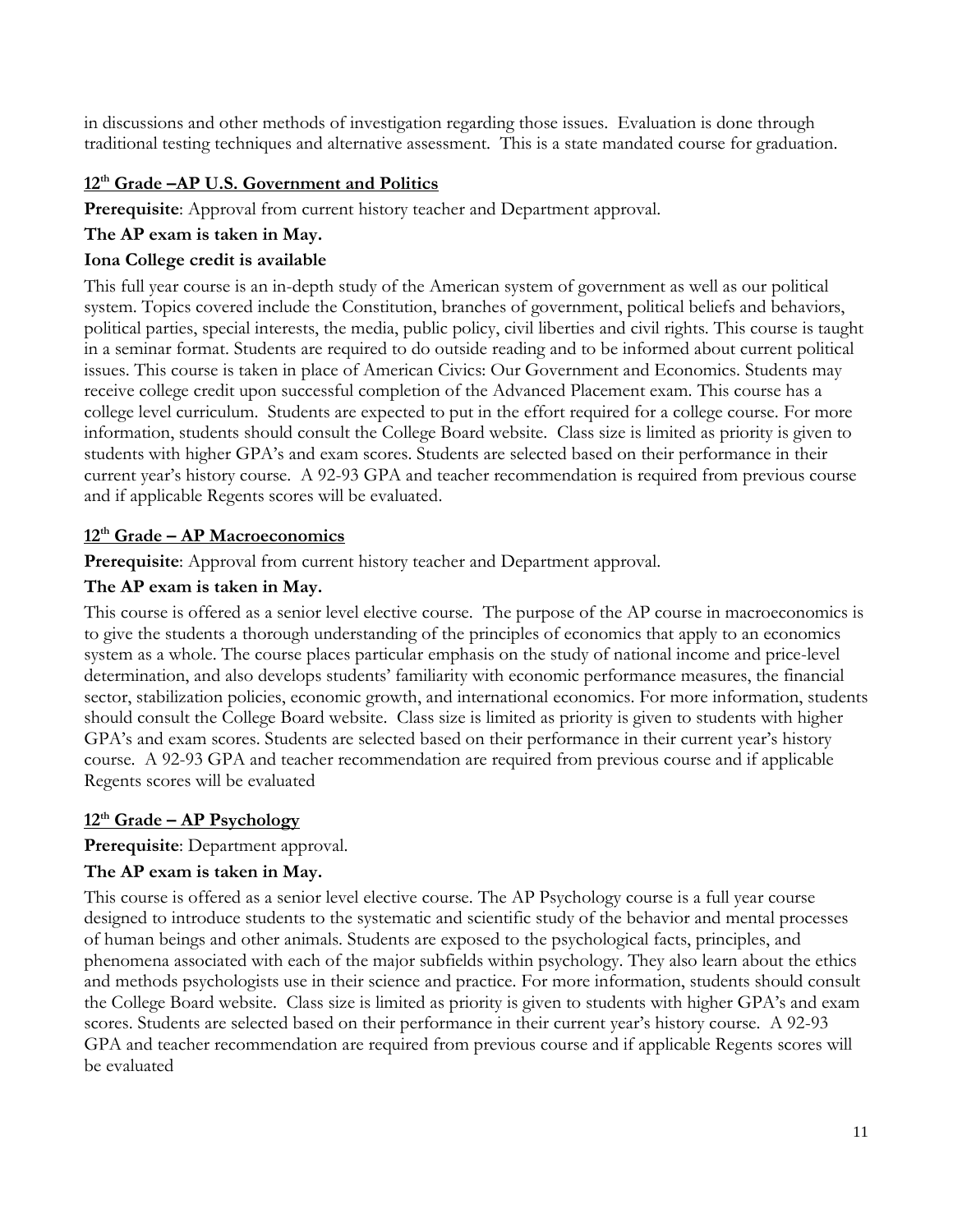in discussions and other methods of investigation regarding those issues. Evaluation is done through traditional testing techniques and alternative assessment. This is a state mandated course for graduation.

### 12th Grade –AP U.S. Government and Politics

**Prerequisite**: Approval from current history teacher and Department approval.

**The AP exam is taken in May.**

**Iona College credit is available**

This full year course is an in-depth study of the American system of government as well as our political system. Topics covered include the Constitution, branches of government, political beliefs and behaviors, political parties, special interests, the media, public policy, civil liberties and civil rights. This course is taught in a seminar format. Students are required to do outside reading and to be informed about current political issues. This course is taken in place of American Civics: Our Government and Economics. Students may receive college credit upon successful completion of the Advanced Placement exam. This course has a college level curriculum. Students are expected to put in the effort required for a college course. For more information, students should consult the College Board website. Class size is limited as priority is given to students with higher GPA's and exam scores. Students are selected based on their performance in their current year's history course. A 92-93 GPA and teacher recommendation is required from previous course and if applicable Regents scores will be evaluated.

### 12th Grade – AP Macroeconomics

**Prerequisite**: Approval from current history teacher and Department approval.

**The AP exam is taken in May.**

This course is offered as a senior level elective course. The purpose of the AP course in macroeconomics is to give the students a thorough understanding of the principles of economics that apply to an economics system as a whole. The course places particular emphasis on the study of national income and price-level determination, and also develops students' familiarity with economic performance measures, the financial sector, stabilization policies, economic growth, and international economics. For more information, students should consult the College Board website. Class size is limited as priority is given to students with higher GPA's and exam scores. Students are selected based on their performance in their current year's history course. A 92-93 GPA and teacher recommendation are required from previous course and if applicable Regents scores will be evaluated

### 12th Grade – AP Psychology

**Prerequisite**: Department approval.

**The AP exam is taken in May.**

This course is offered as a senior level elective course. The AP Psychology course is a full year course designed to introduce students to the systematic and scientific study of the behavior and mental processes of human beings and other animals. Students are exposed to the psychological facts, principles, and phenomena associated with each of the major subfields within psychology. They also learn about the ethics and methods psychologists use in their science and practice. For more information, students should consult the College Board website. Class size is limited as priority is given to students with higher GPA's and exam scores. Students are selected based on their performance in their current year's history course. A 92-93 GPA and teacher recommendation are required from previous course and if applicable Regents scores will be evaluated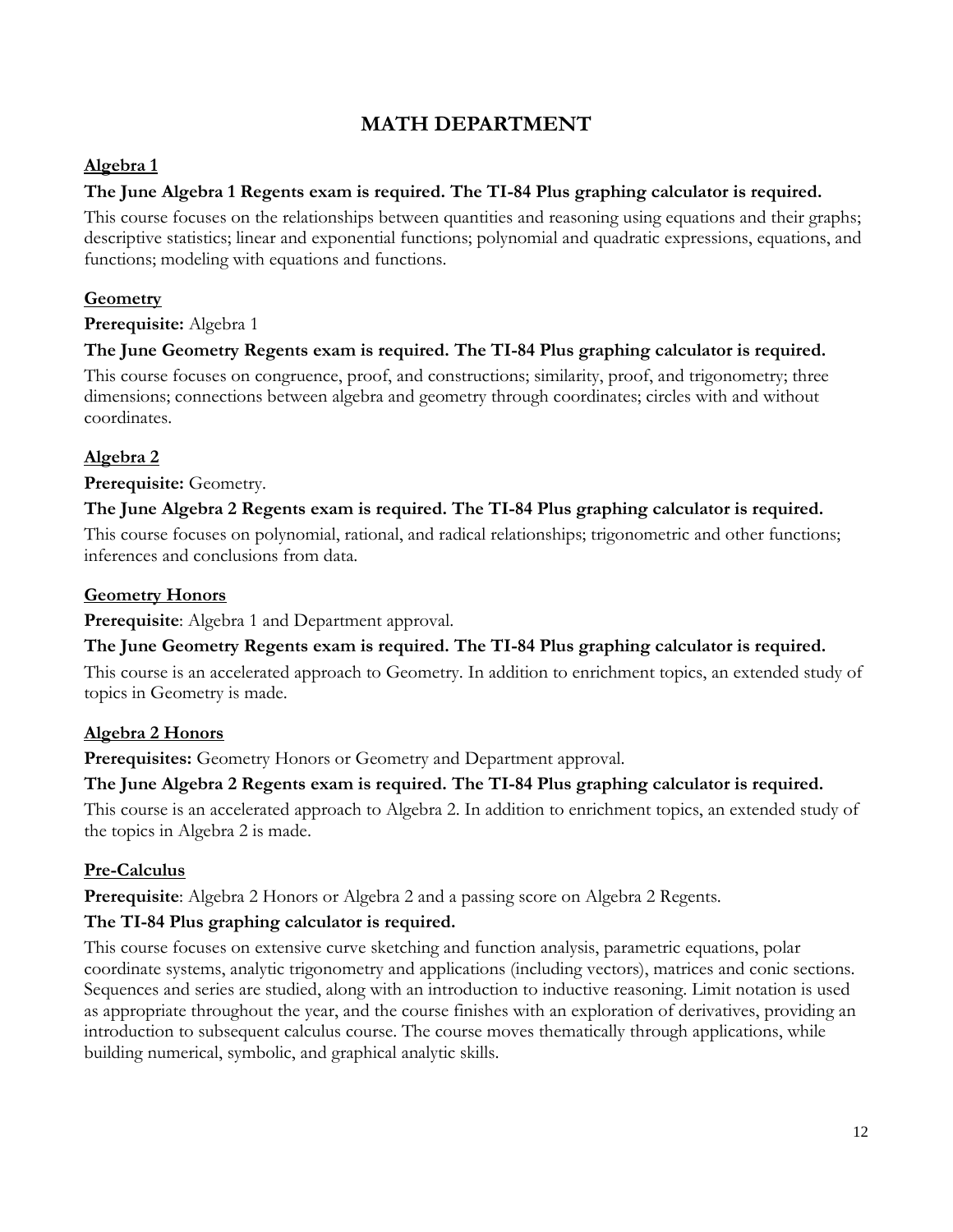# MATH DEPARTMENT

## Algebra 1

**The June Algebra 1 Regents exam is required. The TI-84 Plus graphing calculator is required.**

This course focuses on the relationships between quantities and reasoning using equations and their graphs; descriptive statistics; linear and exponential functions; polynomial and quadratic expressions, equations, and functions; modeling with equations and functions.

## Geometry

**Prerequisite:** Algebra 1

**The June Geometry Regents exam is required. The TI-84 Plus graphing calculator is required.**

This course focuses on congruence, proof, and constructions; similarity, proof, and trigonometry; three dimensions; connections between algebra and geometry through coordinates; circles with and without coordinates.

## Algebra 2

**Prerequisite:** Geometry.

**The June Algebra 2 Regents exam is required. The TI-84 Plus graphing calculator is required.**

This course focuses on polynomial, rational, and radical relationships; trigonometric and other functions; inferences and conclusions from data.

## Geometry Honors

**Prerequisite**: Algebra 1 and Department approval.

**The June Geometry Regents exam is required. The TI-84 Plus graphing calculator is required.**

This course is an accelerated approach to Geometry. In addition to enrichment topics, an extended study of topics in Geometry is made.

## Algebra 2 Honors

**Prerequisites:** Geometry Honors or Geometry and Department approval.

**The June Algebra 2 Regents exam is required. The TI-84 Plus graphing calculator is required.**

This course is an accelerated approach to Algebra 2. In addition to enrichment topics, an extended study of the topics in Algebra 2 is made.

## Pre-Calculus

**Prerequisite**: Algebra 2 Honors or Algebra 2 and a passing score on Algebra 2 Regents.

**The TI-84 Plus graphing calculator is required.**

This course focuses on extensive curve sketching and function analysis, parametric equations, polar coordinate systems, analytic trigonometry and applications (including vectors), matrices and conic sections. Sequences and series are studied, along with an introduction to inductive reasoning. Limit notation is used as appropriate throughout the year, and the course finishes with an exploration of derivatives, providing an introduction to subsequent calculus course. The course moves thematically through applications, while building numerical, symbolic, and graphical analytic skills.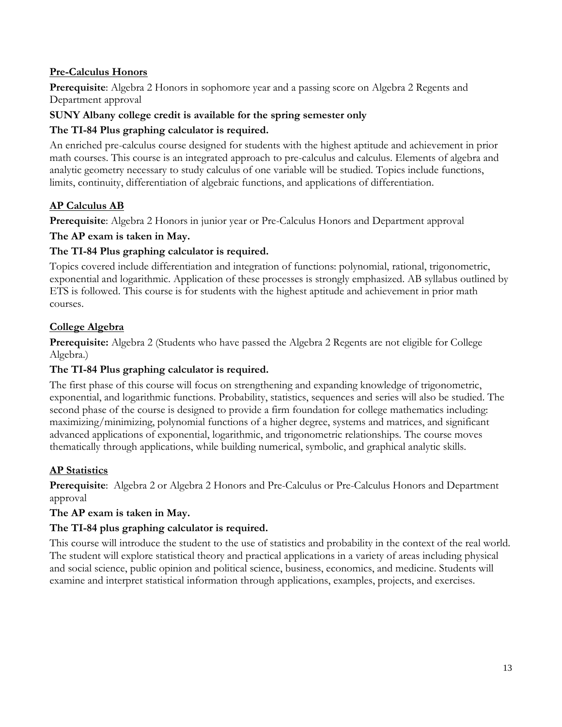## Pre-Calculus Honors

**Prerequisite**: Algebra 2 Honors in sophomore year and a passing score on Algebra 2 Regents and Department approval

**SUNY Albany college credit is available for the spring semester only**

**The TI-84 Plus graphing calculator is required.**

An enriched pre-calculus course designed for students with the highest aptitude and achievement in prior math courses. This course is an integrated approach to pre-calculus and calculus. Elements of algebra and analytic geometry necessary to study calculus of one variable will be studied. Topics include functions, limits, continuity, differentiation of algebraic functions, and applications of differentiation.

## AP Calculus AB

**Prerequisite**: Algebra 2 Honors in junior year or Pre-Calculus Honors and Department approval

**The AP exam is taken in May.**

**The TI-84 Plus graphing calculator is required.**

Topics covered include differentiation and integration of functions: polynomial, rational, trigonometric, exponential and logarithmic. Application of these processes is strongly emphasized. AB syllabus outlined by ETS is followed. This course is for students with the highest aptitude and achievement in prior math courses.

## College Algebra

**Prerequisite:** Algebra 2 (Students who have passed the Algebra 2 Regents are not eligible for College Algebra.)

**The TI-84 Plus graphing calculator is required.**

The first phase of this course will focus on strengthening and expanding knowledge of trigonometric, exponential, and logarithmic functions. Probability, statistics, sequences and series will also be studied. The second phase of the course is designed to provide a firm foundation for college mathematics including: maximizing/minimizing, polynomial functions of a higher degree, systems and matrices, and significant advanced applications of exponential, logarithmic, and trigonometric relationships. The course moves thematically through applications, while building numerical, symbolic, and graphical analytic skills.

## AP Statistics

**Prerequisite**: Algebra 2 or Algebra 2 Honors and Pre-Calculus or Pre-Calculus Honors and Department approval

**The AP exam is taken in May.**

**The TI-84 plus graphing calculator is required.**

This course will introduce the student to the use of statistics and probability in the context of the real world. The student will explore statistical theory and practical applications in a variety of areas including physical and social science, public opinion and political science, business, economics, and medicine. Students will examine and interpret statistical information through applications, examples, projects, and exercises.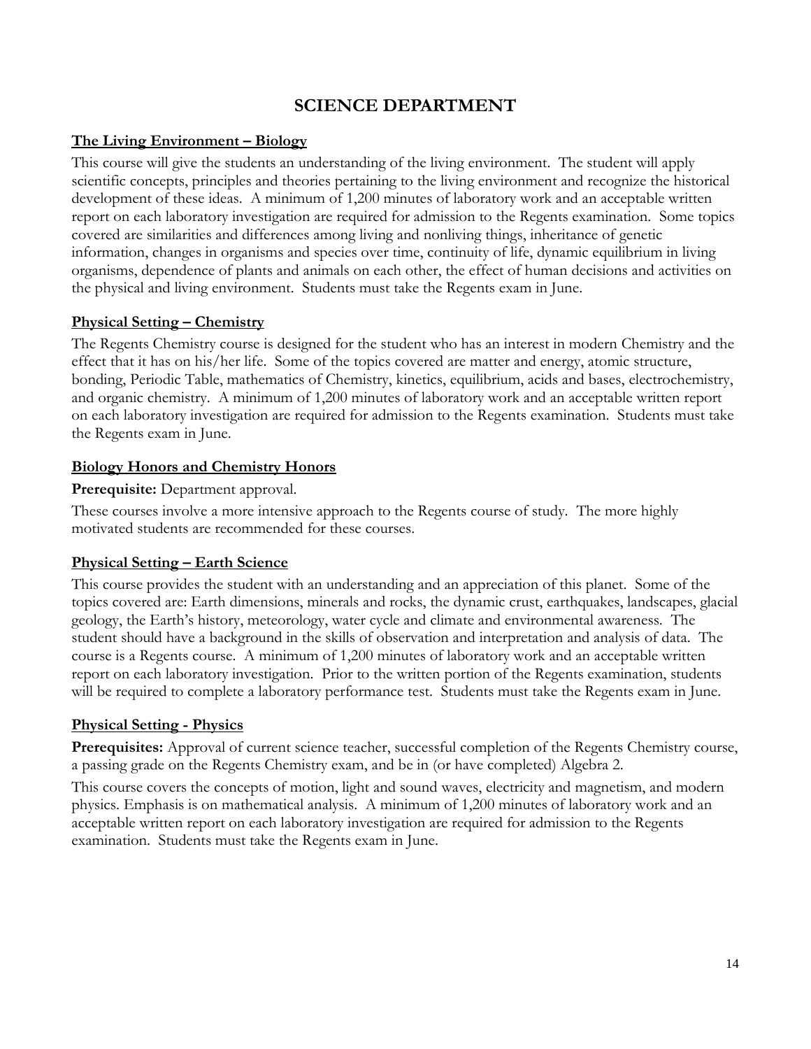# SCIENCE DEPARTMENT

## The Living Environment – Biology

This course will give the students an understanding of the living environment. The student will apply scientific concepts, principles and theories pertaining to the living environment and recognize the historical development of these ideas. A minimum of 1,200 minutes of laboratory work and an acceptable written report on each laboratory investigation are required for admission to the Regents examination. Some topics covered are similarities and differences among living and nonliving things, inheritance of genetic information, changes in organisms and species over time, continuity of life, dynamic equilibrium in living organisms, dependence of plants and animals on each other, the effect of human decisions and activities on the physical and living environment. Students must take the Regents exam in June.

## Physical Setting – Chemistry

The Regents Chemistry course is designed for the student who has an interest in modern Chemistry and the effect that it has on his/her life. Some of the topics covered are matter and energy, atomic structure, bonding, Periodic Table, mathematics of Chemistry, kinetics, equilibrium, acids and bases, electrochemistry, and organic chemistry. A minimum of 1,200 minutes of laboratory work and an acceptable written report on each laboratory investigation are required for admission to the Regents examination. Students must take the Regents exam in June.

## Biology Honors and Chemistry Honors

**Prerequisite:** Department approval.

These courses involve a more intensive approach to the Regents course of study. The more highly motivated students are recommended for these courses.

## Physical Setting – Earth Science

This course provides the student with an understanding and an appreciation of this planet. Some of the topics covered are: Earth dimensions, minerals and rocks, the dynamic crust, earthquakes, landscapes, glacial geology, the Earth's history, meteorology, water cycle and climate and environmental awareness. The student should have a background in the skills of observation and interpretation and analysis of data. The course is a Regents course. A minimum of 1,200 minutes of laboratory work and an acceptable written report on each laboratory investigation. Prior to the written portion of the Regents examination, students will be required to complete a laboratory performance test. Students must take the Regents exam in June.

## Physical Setting - Physics

**Prerequisites:** Approval of current science teacher, successful completion of the Regents Chemistry course, a passing grade on the Regents Chemistry exam, and be in (or have completed) Algebra 2.

This course covers the concepts of motion, light and sound waves, electricity and magnetism, and modern physics. Emphasis is on mathematical analysis. A minimum of 1,200 minutes of laboratory work and an acceptable written report on each laboratory investigation are required for admission to the Regents examination. Students must take the Regents exam in June.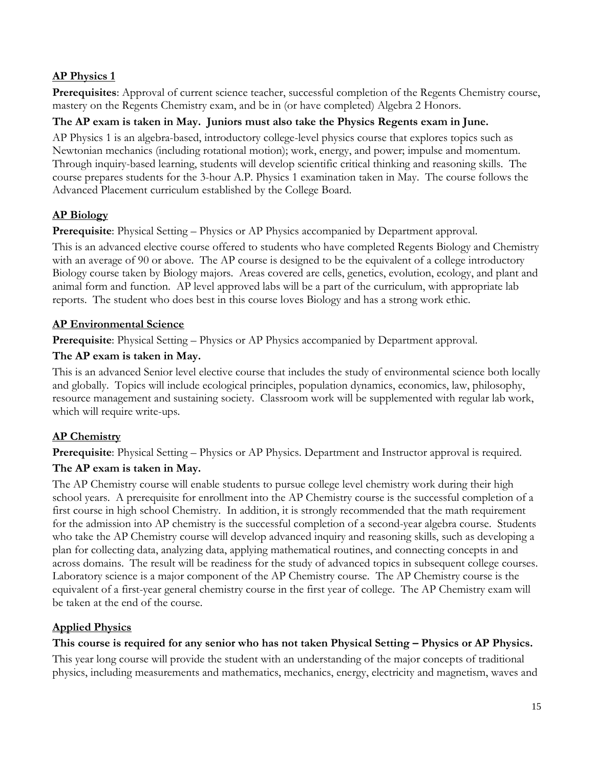### AP Physics 1

**Prerequisites**: Approval of current science teacher, successful completion of the Regents Chemistry course, mastery on the Regents Chemistry exam, and be in (or have completed) Algebra 2 Honors.

**The AP exam is taken in May. Juniors must also take the Physics Regents exam in June.**

AP Physics 1 is an algebra-based, introductory college-level physics course that explores topics such as Newtonian mechanics (including rotational motion); work, energy, and power; impulse and momentum. Through inquiry-based learning, students will develop scientific critical thinking and reasoning skills. The course prepares students for the 3-hour A.P. Physics 1 examination taken in May. The course follows the Advanced Placement curriculum established by the College Board.

### AP Biology

**Prerequisite**: Physical Setting – Physics or AP Physics accompanied by Department approval.

This is an advanced elective course offered to students who have completed Regents Biology and Chemistry with an average of 90 or above. The AP course is designed to be the equivalent of a college introductory Biology course taken by Biology majors. Areas covered are cells, genetics, evolution, ecology, and plant and animal form and function. AP level approved labs will be a part of the curriculum, with appropriate lab reports. The student who does best in this course loves Biology and has a strong work ethic.

### AP Environmental Science

**Prerequisite**: Physical Setting – Physics or AP Physics accompanied by Department approval.

**The AP exam is taken in May.**

This is an advanced Senior level elective course that includes the study of environmental science both locally and globally. Topics will include ecological principles, population dynamics, economics, law, philosophy, resource management and sustaining society. Classroom work will be supplemented with regular lab work, which will require write-ups.

### AP Chemistry

**Prerequisite**: Physical Setting – Physics or AP Physics. Department and Instructor approval is required.

**The AP exam is taken in May.**

The AP Chemistry course will enable students to pursue college level chemistry work during their high school years. A prerequisite for enrollment into the AP Chemistry course is the successful completion of a first course in high school Chemistry. In addition, it is strongly recommended that the math requirement for the admission into AP chemistry is the successful completion of a second-year algebra course. Students who take the AP Chemistry course will develop advanced inquiry and reasoning skills, such as developing a plan for collecting data, analyzing data, applying mathematical routines, and connecting concepts in and across domains. The result will be readiness for the study of advanced topics in subsequent college courses. Laboratory science is a major component of the AP Chemistry course. The AP Chemistry course is the equivalent of a first-year general chemistry course in the first year of college. The AP Chemistry exam will be taken at the end of the course.

### Applied Physics

**This course is required for any senior who has not taken Physical Setting – Physics or AP Physics.**

This year long course will provide the student with an understanding of the major concepts of traditional physics, including measurements and mathematics, mechanics, energy, electricity and magnetism, waves and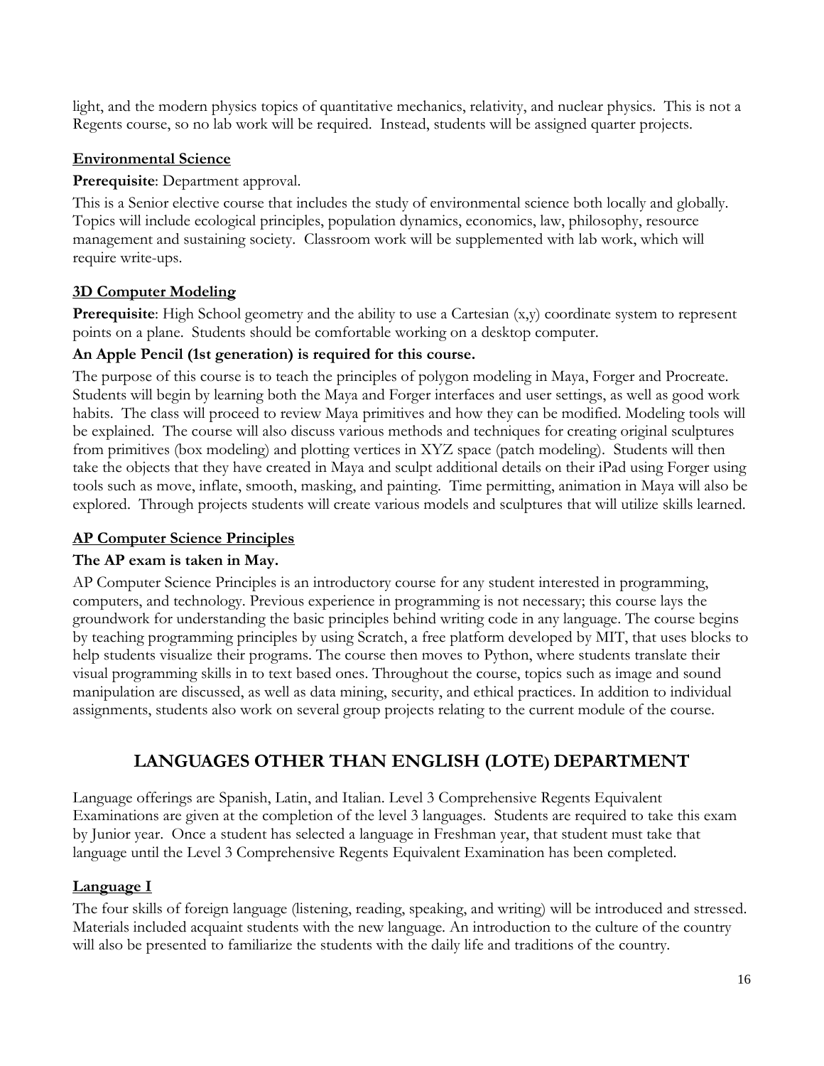light, and the modern physics topics of quantitative mechanics, relativity, and nuclear physics. This is not a Regents course, so no lab work will be required. Instead, students will be assigned quarter projects.

### Environmental Science

**Prerequisite**: Department approval.

This is a Senior elective course that includes the study of environmental science both locally and globally. Topics will include ecological principles, population dynamics, economics, law, philosophy, resource management and sustaining society. Classroom work will be supplemented with lab work, which will require write-ups.

### 3D Computer Modeling

**Prerequisite**: High School geometry and the ability to use a Cartesian (x,y) coordinate system to represent points on a plane. Students should be comfortable working on a desktop computer.

**An Apple Pencil (1st generation) is required for this course.**

The purpose of this course is to teach the principles of polygon modeling in Maya, Forger and Procreate. Students will begin by learning both the Maya and Forger interfaces and user settings, as well as good work habits. The class will proceed to review Maya primitives and how they can be modified. Modeling tools will be explained. The course will also discuss various methods and techniques for creating original sculptures from primitives (box modeling) and plotting vertices in XYZ space (patch modeling). Students will then take the objects that they have created in Maya and sculpt additional details on their iPad using Forger using tools such as move, inflate, smooth, masking, and painting. Time permitting, animation in Maya will also be explored. Through projects students will create various models and sculptures that will utilize skills learned.

### AP Computer Science Principles

**The AP exam is taken in May.**

AP Computer Science Principles is an introductory course for any student interested in programming, computers, and technology. Previous experience in programming is not necessary; this course lays the groundwork for understanding the basic principles behind writing code in any language. The course begins by teaching programming principles by using Scratch, a free platform developed by MIT, that uses blocks to help students visualize their programs. The course then moves to Python, where students translate their visual programming skills in to text based ones. Throughout the course, topics such as image and sound manipulation are discussed, as well as data mining, security, and ethical practices. In addition to individual assignments, students also work on several group projects relating to the current module of the course.

## LANGUAGES OTHER THAN ENGLISH (LOTE) DEPARTMENT

Language offerings are Spanish, Latin, and Italian. Level 3 Comprehensive Regents Equivalent Examinations are given at the completion of the level 3 languages. Students are required to take this exam by Junior year. Once a student has selected a language in Freshman year, that student must take that language until the Level 3 Comprehensive Regents Equivalent Examination has been completed.

### Language I

The four skills of foreign language (listening, reading, speaking, and writing) will be introduced and stressed. Materials included acquaint students with the new language. An introduction to the culture of the country will also be presented to familiarize the students with the daily life and traditions of the country.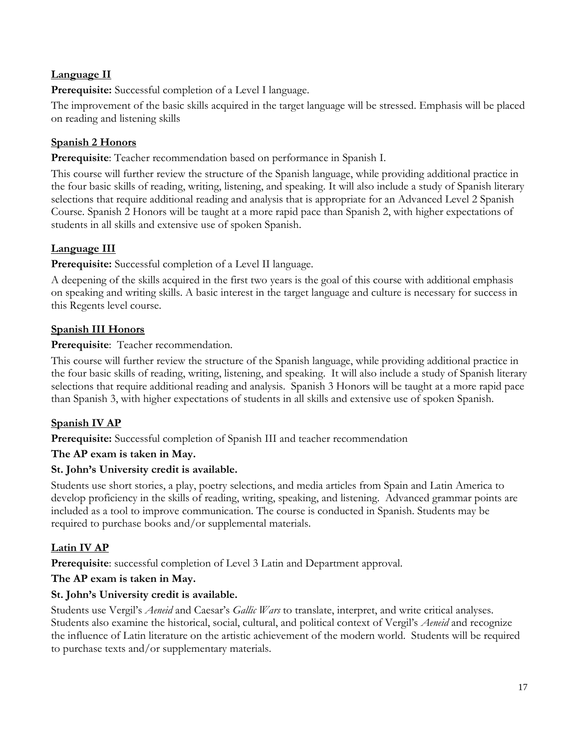### Language II

**Prerequisite:** Successful completion of a Level I language.

The improvement of the basic skills acquired in the target language will be stressed. Emphasis will be placed on reading and listening skills

### Spanish 2 Honors

**Prerequisite**: Teacher recommendation based on performance in Spanish I.

This course will further review the structure of the Spanish language, while providing additional practice in the four basic skills of reading, writing, listening, and speaking. It will also include a study of Spanish literary selections that require additional reading and analysis that is appropriate for an Advanced Level 2 Spanish Course. Spanish 2 Honors will be taught at a more rapid pace than Spanish 2, with higher expectations of students in all skills and extensive use of spoken Spanish.

### Language III

**Prerequisite:** Successful completion of a Level II language.

A deepening of the skills acquired in the first two years is the goal of this course with additional emphasis on speaking and writing skills. A basic interest in the target language and culture is necessary for success in this Regents level course.

### Spanish III Honors

**Prerequisite**: Teacher recommendation.

This course will further review the structure of the Spanish language, while providing additional practice in the four basic skills of reading, writing, listening, and speaking. It will also include a study of Spanish literary selections that require additional reading and analysis. Spanish 3 Honors will be taught at a more rapid pace than Spanish 3, with higher expectations of students in all skills and extensive use of spoken Spanish.

### Spanish IV AP

**Prerequisite:** Successful completion of Spanish III and teacher recommendation

**The AP exam is taken in May.**

**St. John's University credit is available.**

Students use short stories, a play, poetry selections, and media articles from Spain and Latin America to develop proficiency in the skills of reading, writing, speaking, and listening. Advanced grammar points are included as a tool to improve communication. The course is conducted in Spanish. Students may be required to purchase books and/or supplemental materials.

### Latin IV AP

**Prerequisite**: successful completion of Level 3 Latin and Department approval.

**The AP exam is taken in May.**

**St. John's University credit is available.**

Students use Vergil's *Aeneid* and Caesar's *Gallic Wars* to translate, interpret, and write critical analyses. Students also examine the historical, social, cultural, and political context of Vergil's *Aeneid* and recognize the influence of Latin literature on the artistic achievement of the modern world. Students will be required to purchase texts and/or supplementary materials.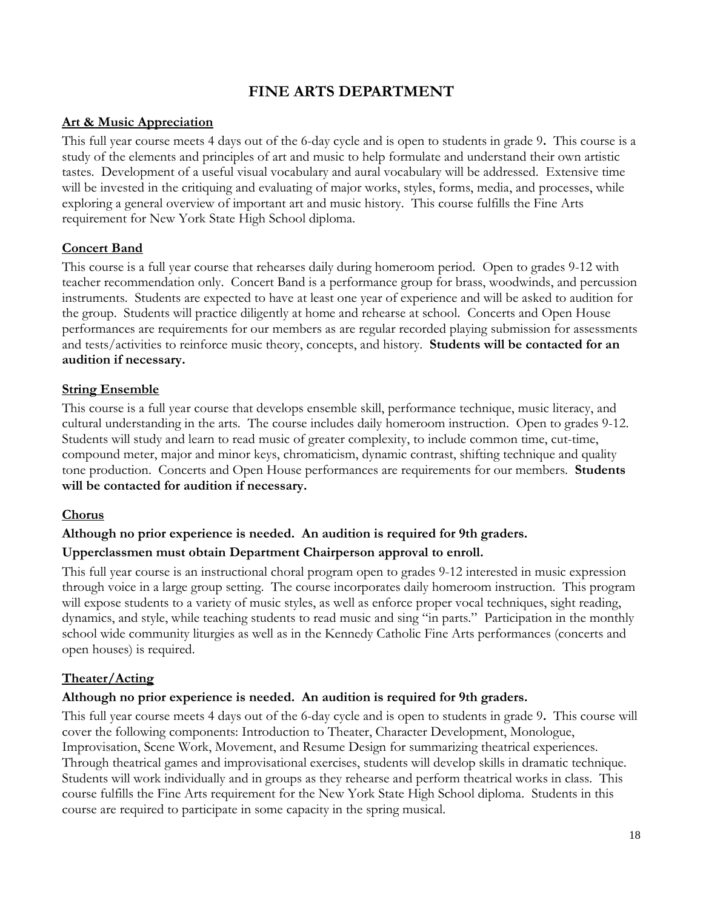# FINE ARTS DEPARTMENT

## Art & Music Appreciation

This full year course meets 4 days out of the 6-day cycle and is open to students in grade 9**.** This course is a study of the elements and principles of art and music to help formulate and understand their own artistic tastes. Development of a useful visual vocabulary and aural vocabulary will be addressed. Extensive time will be invested in the critiquing and evaluating of major works, styles, forms, media, and processes, while exploring a general overview of important art and music history. This course fulfills the Fine Arts requirement for New York State High School diploma.

## Concert Band

This course is a full year course that rehearses daily during homeroom period. Open to grades 9-12 with teacher recommendation only. Concert Band is a performance group for brass, woodwinds, and percussion instruments. Students are expected to have at least one year of experience and will be asked to audition for the group. Students will practice diligently at home and rehearse at school. Concerts and Open House performances are requirements for our members as are regular recorded playing submission for assessments and tests/activities to reinforce music theory, concepts, and history. **Students will be contacted for an audition if necessary.**

## String Ensemble

This course is a full year course that develops ensemble skill, performance technique, music literacy, and cultural understanding in the arts. The course includes daily homeroom instruction. Open to grades 9-12. Students will study and learn to read music of greater complexity, to include common time, cut-time, compound meter, major and minor keys, chromaticism, dynamic contrast, shifting technique and quality tone production. Concerts and Open House performances are requirements for our members. **Students will be contacted for audition if necessary.**

## Chorus

**Although no prior experience is needed. An audition is required for 9th graders.**

**Upperclassmen must obtain Department Chairperson approval to enroll.**

This full year course is an instructional choral program open to grades 9-12 interested in music expression through voice in a large group setting. The course incorporates daily homeroom instruction. This program will expose students to a variety of music styles, as well as enforce proper vocal techniques, sight reading, dynamics, and style, while teaching students to read music and sing "in parts." Participation in the monthly school wide community liturgies as well as in the Kennedy Catholic Fine Arts performances (concerts and open houses) is required.

## Theater/Acting

**Although no prior experience is needed. An audition is required for 9th graders.**

This full year course meets 4 days out of the 6-day cycle and is open to students in grade 9**.** This course will cover the following components: Introduction to Theater, Character Development, Monologue, Improvisation, Scene Work, Movement, and Resume Design for summarizing theatrical experiences. Through theatrical games and improvisational exercises, students will develop skills in dramatic technique. Students will work individually and in groups as they rehearse and perform theatrical works in class. This course fulfills the Fine Arts requirement for the New York State High School diploma. Students in this course are required to participate in some capacity in the spring musical.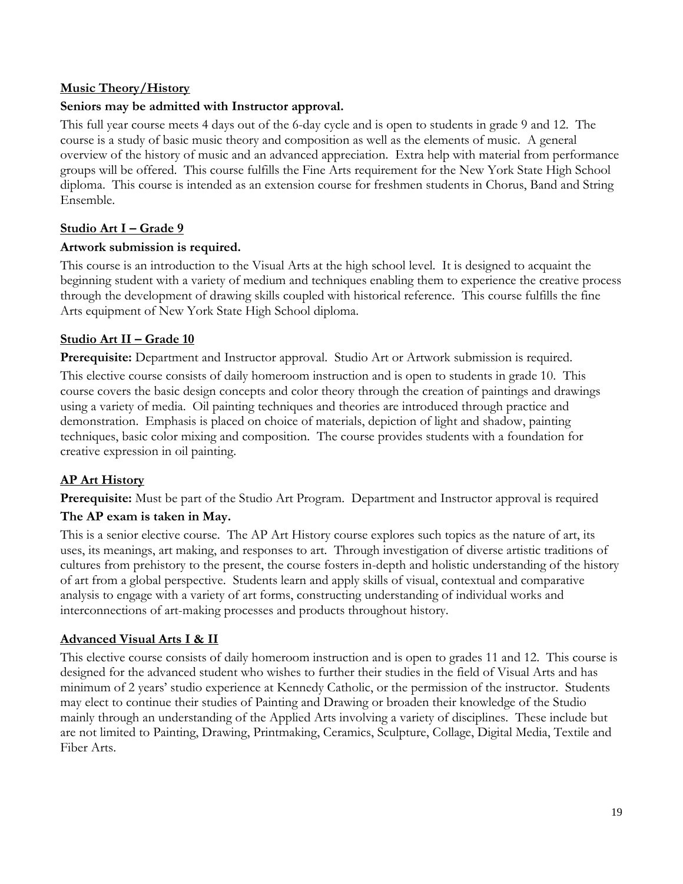## Music Theory/History

**Seniors may be admitted with Instructor approval.**

This full year course meets 4 days out of the 6-day cycle and is open to students in grade 9 and 12. The course is a study of basic music theory and composition as well as the elements of music. A general overview of the history of music and an advanced appreciation. Extra help with material from performance groups will be offered. This course fulfills the Fine Arts requirement for the New York State High School diploma. This course is intended as an extension course for freshmen students in Chorus, Band and String Ensemble.

## Studio Art I – Grade 9

**Artwork submission is required.**

This course is an introduction to the Visual Arts at the high school level. It is designed to acquaint the beginning student with a variety of medium and techniques enabling them to experience the creative process through the development of drawing skills coupled with historical reference. This course fulfills the fine Arts equipment of New York State High School diploma.

## Studio Art II – Grade 10

**Prerequisite:** Department and Instructor approval. Studio Art or Artwork submission is required.

This elective course consists of daily homeroom instruction and is open to students in grade 10. This course covers the basic design concepts and color theory through the creation of paintings and drawings using a variety of media. Oil painting techniques and theories are introduced through practice and demonstration. Emphasis is placed on choice of materials, depiction of light and shadow, painting techniques, basic color mixing and composition. The course provides students with a foundation for creative expression in oil painting.

## AP Art History

**Prerequisite:** Must be part of the Studio Art Program. Department and Instructor approval is required

**The AP exam is taken in May.**

This is a senior elective course. The AP Art History course explores such topics as the nature of art, its uses, its meanings, art making, and responses to art. Through investigation of diverse artistic traditions of cultures from prehistory to the present, the course fosters in-depth and holistic understanding of the history of art from a global perspective. Students learn and apply skills of visual, contextual and comparative analysis to engage with a variety of art forms, constructing understanding of individual works and interconnections of art-making processes and products throughout history.

## Advanced Visual Arts I & II

This elective course consists of daily homeroom instruction and is open to grades 11 and 12. This course is designed for the advanced student who wishes to further their studies in the field of Visual Arts and has minimum of 2 years' studio experience at Kennedy Catholic, or the permission of the instructor. Students may elect to continue their studies of Painting and Drawing or broaden their knowledge of the Studio mainly through an understanding of the Applied Arts involving a variety of disciplines. These include but are not limited to Painting, Drawing, Printmaking, Ceramics, Sculpture, Collage, Digital Media, Textile and Fiber Arts.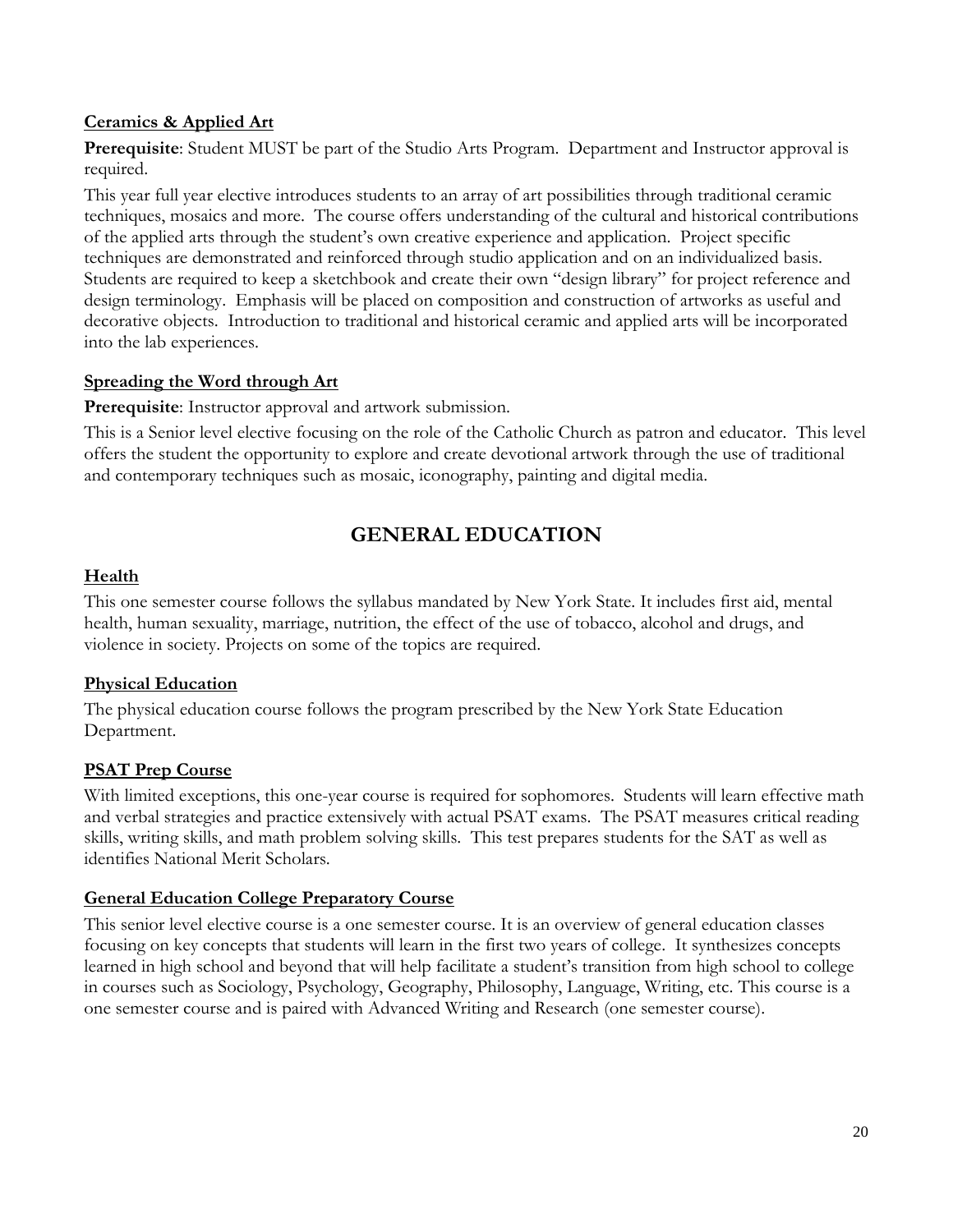**Ceramics & Applied Art**

**Prerequisite**: Student MUST be part of the Studio Arts Program. Department and Instructor approval is required.

This year full year elective introduces students to an array of art possibilities through traditional ceramic techniques, mosaics and more. The course offers understanding of the cultural and historical contributions of the applied arts through the student's own creative experience and application. Project specific techniques are demonstrated and reinforced through studio application and on an individualized basis. Students are required to keep a sketchbook and create their own "design library" for project reference and design terminology. Emphasis will be placed on composition and construction of artworks as useful and decorative objects. Introduction to traditional and historical ceramic and applied arts will be incorporated into the lab experiences.

**Spreading the Word through Art**

**Prerequisite**: Instructor approval and artwork submission.

This is a Senior level elective focusing on the role of the Catholic Church as patron and educator. This level offers the student the opportunity to explore and create devotional artwork through the use of traditional and contemporary techniques such as mosaic, iconography, painting and digital media.

## GENERAL EDUCATION

**Health**

This one semester course follows the syllabus mandated by New York State. It includes first aid, mental health, human sexuality, marriage, nutrition, the effect of the use of tobacco, alcohol and drugs, and violence in society. Projects on some of the topics are required.

**Physical Education**

The physical education course follows the program prescribed by the New York State Education Department.

**PSAT Prep Course**

With limited exceptions, this one-year course is required for sophomores. Students will learn effective math and verbal strategies and practice extensively with actual PSAT exams. The PSAT measures critical reading skills, writing skills, and math problem solving skills. This test prepares students for the SAT as well as identifies National Merit Scholars.

**General Education College Preparatory Course**

This senior level elective course is a one semester course. It is an overview of general education classes focusing on key concepts that students will learn in the first two years of college. It synthesizes concepts learned in high school and beyond that will help facilitate a student's transition from high school to college in courses such as Sociology, Psychology, Geography, Philosophy, Language, Writing, etc. This course is a one semester course and is paired with Advanced Writing and Research (one semester course).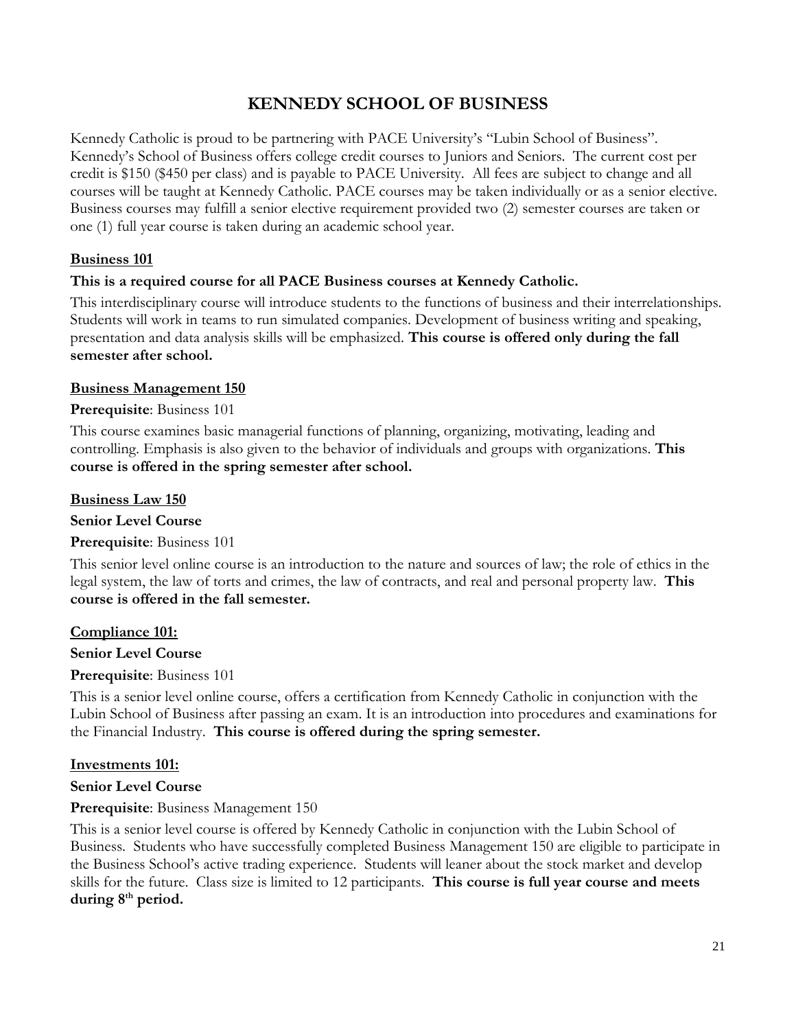# KENNEDY SCHOOL OF BUSINESS

Kennedy Catholic is proud to be partnering with PACE University's "Lubin School of Business". Kennedy's School of Business offers college credit courses to Juniors and Seniors. The current cost per credit is $150 ($450 per class) and is payable to PACE University. All fees are subject to change and all courses will be taught at Kennedy Catholic. PACE courses may be taken individually or as a senior elective. Business courses may fulfill a senior elective requirement provided two (2) semester courses are taken or one (1) full year course is taken during an academic school year.

## Business 101

**This is a required course for all PACE Business courses at Kennedy Catholic.**

This interdisciplinary course will introduce students to the functions of business and their interrelationships. Students will work in teams to run simulated companies. Development of business writing and speaking, presentation and data analysis skills will be emphasized. **This course is offered only during the fall semester after school.**

## Business Management 150

**Prerequisite**: Business 101

This course examines basic managerial functions of planning, organizing, motivating, leading and controlling. Emphasis is also given to the behavior of individuals and groups with organizations. **This course is offered in the spring semester after school.**

## Business Law 150

**Senior Level Course**

**Prerequisite**: Business 101

This senior level online course is an introduction to the nature and sources of law; the role of ethics in the legal system, the law of torts and crimes, the law of contracts, and real and personal property law. **This course is offered in the fall semester.**

## Compliance 101:

**Senior Level Course**

**Prerequisite**: Business 101

This is a senior level online course, offers a certification from Kennedy Catholic in conjunction with the Lubin School of Business after passing an exam. It is an introduction into procedures and examinations for the Financial Industry. **This course is offered during the spring semester.**

## Investments 101:

**Senior Level Course**

**Prerequisite**: Business Management 150

This is a senior level course is offered by Kennedy Catholic in conjunction with the Lubin School of Business. Students who have successfully completed Business Management 150 are eligible to participate in the Business School's active trading experience. Students will leaner about the stock market and develop skills for the future. Class size is limited to 12 participants. **This course is full year course and meets during 8th period.**